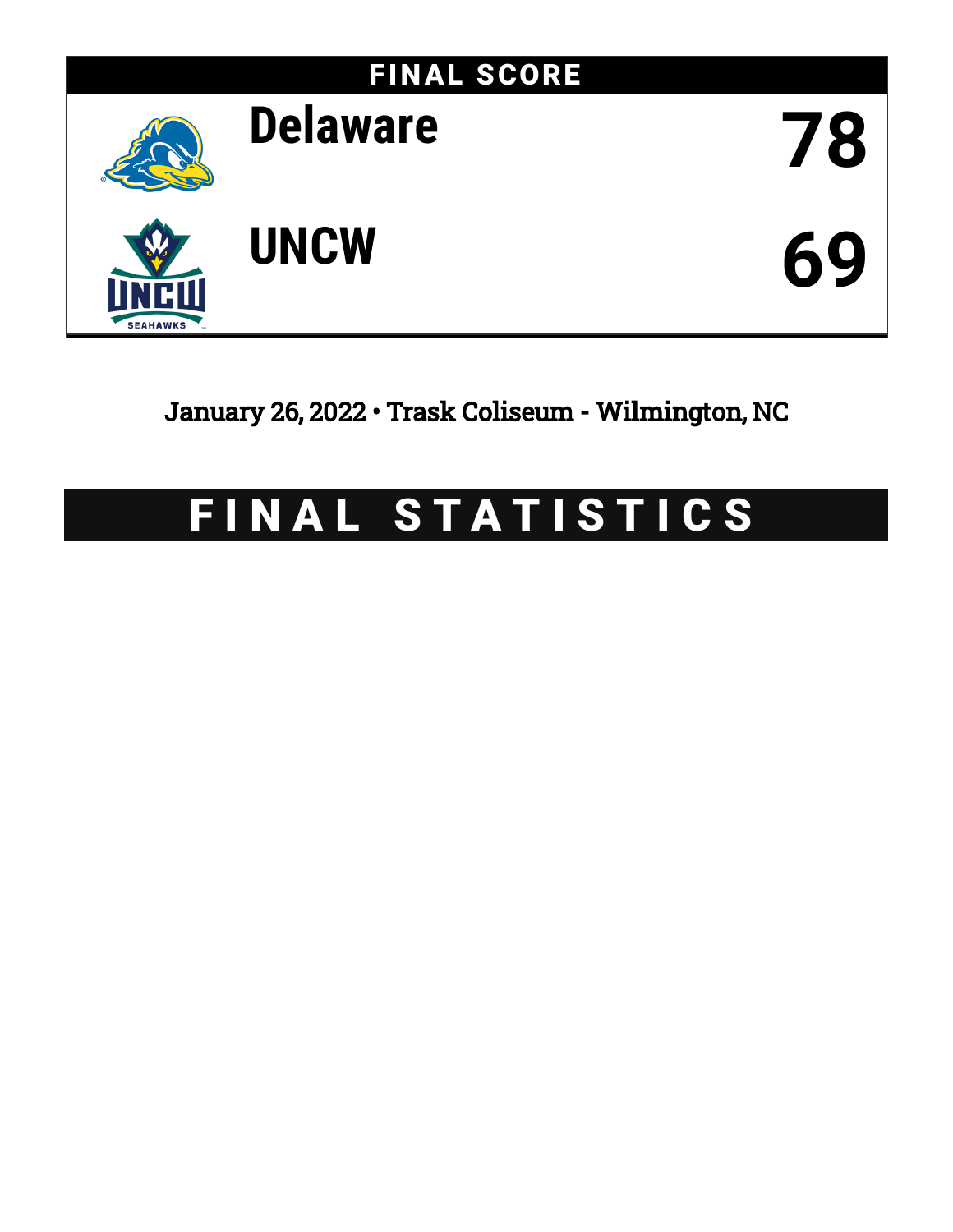## FINAL SCORE

| | |
|---|---|
| Delaware | 78 |
| UNCW | 69 |

January 26, 2022 • Trask Coliseum - Wilmington, NC

# FINAL STATISTICS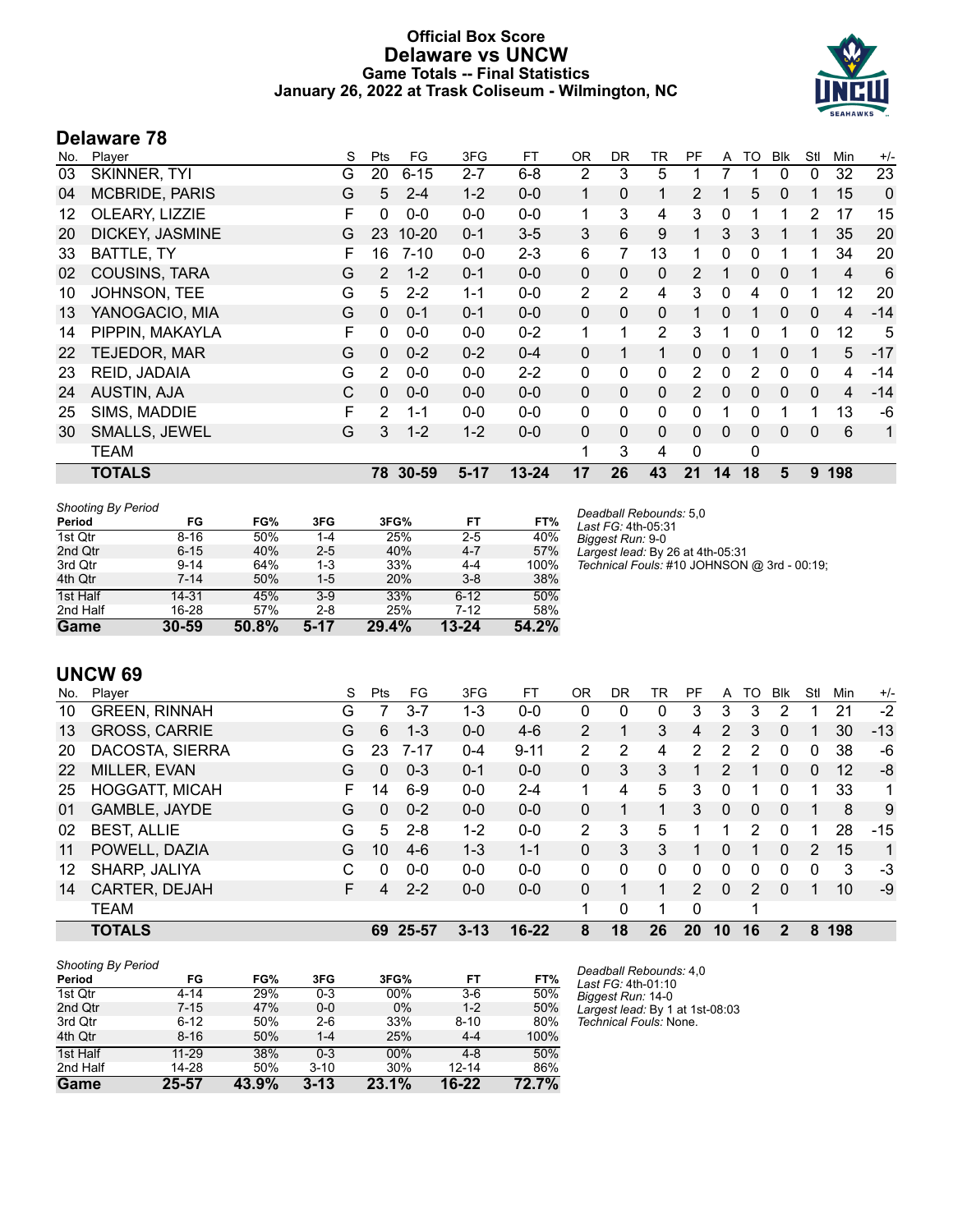# Official Box Score
## Delaware vs UNCW
### Game Totals -- Final Statistics
### January 26, 2022 at Trask Coliseum - Wilmington, NC

## Delaware 78

| No. | Player | S | Pts | FG | 3FG | FT | OR | DR | TR | PF | A | TO | Blk | Stl | Min | +/- |
|---|---|---|---|---|---|---|---|---|---|---|---|---|---|---|---|---|
| 03 | SKINNER, TYI | G | 20 | 6-15 | 2-7 | 6-8 | 2 | 3 | 5 | 1 | 7 | 1 | 0 | 0 | 32 | 23 |
| 04 | MCBRIDE, PARIS | G | 5 | 2-4 | 1-2 | 0-0 | 1 | 0 | 1 | 2 | 1 | 5 | 0 | 1 | 15 | 0 |
| 12 | OLEARY, LIZZIE | F | 0 | 0-0 | 0-0 | 0-0 | 1 | 3 | 4 | 3 | 0 | 1 | 1 | 2 | 17 | 15 |
| 20 | DICKEY, JASMINE | G | 23 | 10-20 | 0-1 | 3-5 | 3 | 6 | 9 | 1 | 3 | 3 | 1 | 1 | 35 | 20 |
| 33 | BATTLE, TY | F | 16 | 7-10 | 0-0 | 2-3 | 6 | 7 | 13 | 1 | 0 | 0 | 1 | 1 | 34 | 20 |
| 02 | COUSINS, TARA | G | 2 | 1-2 | 0-1 | 0-0 | 0 | 0 | 0 | 2 | 1 | 0 | 0 | 1 | 4 | 6 |
| 10 | JOHNSON, TEE | G | 5 | 2-2 | 1-1 | 0-0 | 2 | 2 | 4 | 3 | 0 | 4 | 0 | 1 | 12 | 20 |
| 13 | YANOGACIO, MIA | G | 0 | 0-1 | 0-1 | 0-0 | 0 | 0 | 0 | 1 | 0 | 1 | 0 | 0 | 4 | -14 |
| 14 | PIPPIN, MAKAYLA | F | 0 | 0-0 | 0-0 | 0-2 | 1 | 1 | 2 | 3 | 1 | 0 | 1 | 0 | 12 | 5 |
| 22 | TEJEDOR, MAR | G | 0 | 0-2 | 0-2 | 0-4 | 0 | 1 | 1 | 0 | 0 | 1 | 0 | 1 | 5 | -17 |
| 23 | REID, JADAIA | G | 2 | 0-0 | 0-0 | 2-2 | 0 | 0 | 0 | 2 | 0 | 2 | 0 | 0 | 4 | -14 |
| 24 | AUSTIN, AJA | C | 0 | 0-0 | 0-0 | 0-0 | 0 | 0 | 0 | 2 | 0 | 0 | 0 | 0 | 4 | -14 |
| 25 | SIMS, MADDIE | F | 2 | 1-1 | 0-0 | 0-0 | 0 | 0 | 0 | 0 | 1 | 0 | 1 | 1 | 13 | -6 |
| 30 | SMALLS, JEWEL | G | 3 | 1-2 | 1-2 | 0-0 | 0 | 0 | 0 | 0 | 0 | 0 | 0 | 0 | 6 | 1 |
| | TEAM | | | | | | 1 | 3 | 4 | 0 | | 0 | | | | |
| | **TOTALS** | | **78** | **30-59** | **5-17** | **13-24** | **17** | **26** | **43** | **21** | **14** | **18** | **5** | **9** | **198** | |

*Shooting By Period*

| Period | FG | FG% | 3FG | 3FG% | FT | FT% |
|---|---|---|---|---|---|---|
| 1st Qtr | 8-16 | 50% | 1-4 | 25% | 2-5 | 40% |
| 2nd Qtr | 6-15 | 40% | 2-5 | 40% | 4-7 | 57% |
| 3rd Qtr | 9-14 | 64% | 1-3 | 33% | 4-4 | 100% |
| 4th Qtr | 7-14 | 50% | 1-5 | 20% | 3-8 | 38% |
| 1st Half | 14-31 | 45% | 3-9 | 33% | 6-12 | 50% |
| 2nd Half | 16-28 | 57% | 2-8 | 25% | 7-12 | 58% |
| **Game** | **30-59** | **50.8%** | **5-17** | **29.4%** | **13-24** | **54.2%** |

*Deadball Rebounds:* 5,0
*Last FG:* 4th-05:31
*Biggest Run:* 9-0
*Largest lead:* By 26 at 4th-05:31
*Technical Fouls:* #10 JOHNSON @ 3rd - 00:19;

## UNCW 69

| No. | Player | S | Pts | FG | 3FG | FT | OR | DR | TR | PF | A | TO | Blk | Stl | Min | +/- |
|---|---|---|---|---|---|---|---|---|---|---|---|---|---|---|---|---|
| 10 | GREEN, RINNAH | G | 7 | 3-7 | 1-3 | 0-0 | 0 | 0 | 0 | 3 | 3 | 3 | 2 | 1 | 21 | -2 |
| 13 | GROSS, CARRIE | G | 6 | 1-3 | 0-0 | 4-6 | 2 | 1 | 3 | 4 | 2 | 3 | 0 | 1 | 30 | -13 |
| 20 | DACOSTA, SIERRA | G | 23 | 7-17 | 0-4 | 9-11 | 2 | 2 | 4 | 2 | 2 | 2 | 0 | 0 | 38 | -6 |
| 22 | MILLER, EVAN | G | 0 | 0-3 | 0-1 | 0-0 | 0 | 3 | 3 | 1 | 2 | 1 | 0 | 0 | 12 | -8 |
| 25 | HOGGATT, MICAH | F | 14 | 6-9 | 0-0 | 2-4 | 1 | 4 | 5 | 3 | 0 | 1 | 0 | 1 | 33 | 1 |
| 01 | GAMBLE, JAYDE | G | 0 | 0-2 | 0-0 | 0-0 | 0 | 1 | 1 | 3 | 0 | 0 | 0 | 1 | 8 | 9 |
| 02 | BEST, ALLIE | G | 5 | 2-8 | 1-2 | 0-0 | 2 | 3 | 5 | 1 | 1 | 2 | 0 | 1 | 28 | -15 |
| 11 | POWELL, DAZIA | G | 10 | 4-6 | 1-3 | 1-1 | 0 | 3 | 3 | 1 | 0 | 1 | 0 | 2 | 15 | 1 |
| 12 | SHARP, JALIYA | C | 0 | 0-0 | 0-0 | 0-0 | 0 | 0 | 0 | 0 | 0 | 0 | 0 | 0 | 3 | -3 |
| 14 | CARTER, DEJAH | F | 4 | 2-2 | 0-0 | 0-0 | 0 | 1 | 1 | 2 | 0 | 2 | 0 | 1 | 10 | -9 |
| | TEAM | | | | | | 1 | 0 | 1 | 0 | | 1 | | | | |
| | **TOTALS** | | **69** | **25-57** | **3-13** | **16-22** | **8** | **18** | **26** | **20** | **10** | **16** | **2** | **8** | **198** | |

*Shooting By Period*

| Period | FG | FG% | 3FG | 3FG% | FT | FT% |
|---|---|---|---|---|---|---|
| 1st Qtr | 4-14 | 29% | 0-3 | 00% | 3-6 | 50% |
| 2nd Qtr | 7-15 | 47% | 0-0 | 0% | 1-2 | 50% |
| 3rd Qtr | 6-12 | 50% | 2-6 | 33% | 8-10 | 80% |
| 4th Qtr | 8-16 | 50% | 1-4 | 25% | 4-4 | 100% |
| 1st Half | 11-29 | 38% | 0-3 | 00% | 4-8 | 50% |
| 2nd Half | 14-28 | 50% | 3-10 | 30% | 12-14 | 86% |
| **Game** | **25-57** | **43.9%** | **3-13** | **23.1%** | **16-22** | **72.7%** |

*Deadball Rebounds:* 4,0
*Last FG:* 4th-01:10
*Biggest Run:* 14-0
*Largest lead:* By 1 at 1st-08:03
*Technical Fouls:* None.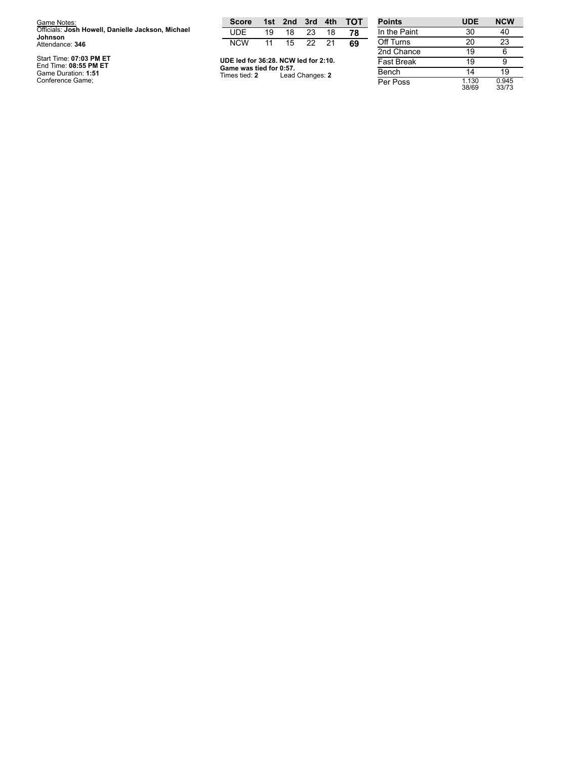Game Notes:
Officials: **Josh Howell, Danielle Jackson, Michael Johnson**
Attendance: **346**

Start Time: **07:03 PM ET**
End Time: **08:55 PM ET**
Game Duration: **1:51**
Conference Game;

| Score | 1st | 2nd | 3rd | 4th | TOT |
|---|---|---|---|---|---|
| UDE | 19 | 18 | 23 | 18 | **78** |
| NCW | 11 | 15 | 22 | 21 | **69** |

**UDE led for 36:28. NCW led for 2:10.**
**Game was tied for 0:57.**
Times tied: **2** Lead Changes: **2**

| Points | UDE | NCW |
|---|---|---|
| In the Paint | 30 | 40 |
| Off Turns | 20 | 23 |
| 2nd Chance | 19 | 6 |
| Fast Break | 19 | 9 |
| Bench | 14 | 19 |
| Per Poss | 1.130 38/69 | 0.945 33/73 |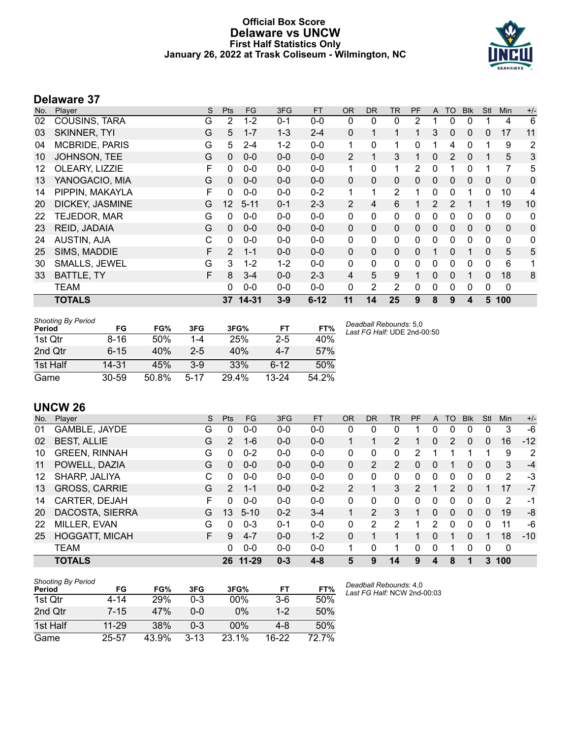# Official Box Score
# Delaware vs UNCW
## First Half Statistics Only
### January 26, 2022 at Trask Coliseum - Wilmington, NC

## Delaware 37

| No. | Player | S | Pts | FG | 3FG | FT | OR | DR | TR | PF | A | TO | Blk | Stl | Min | +/- |
|---|---|---|---|---|---|---|---|---|---|---|---|---|---|---|---|---|
| 02 | COUSINS, TARA | G | 2 | 1-2 | 0-1 | 0-0 | 0 | 0 | 0 | 2 | 1 | 0 | 0 | 1 | 4 | 6 |
| 03 | SKINNER, TYI | G | 5 | 1-7 | 1-3 | 2-4 | 0 | 1 | 1 | 1 | 3 | 0 | 0 | 0 | 17 | 11 |
| 04 | MCBRIDE, PARIS | G | 5 | 2-4 | 1-2 | 0-0 | 1 | 0 | 1 | 0 | 1 | 4 | 0 | 1 | 9 | 2 |
| 10 | JOHNSON, TEE | G | 0 | 0-0 | 0-0 | 0-0 | 2 | 1 | 3 | 1 | 0 | 2 | 0 | 1 | 5 | 3 |
| 12 | OLEARY, LIZZIE | F | 0 | 0-0 | 0-0 | 0-0 | 1 | 0 | 1 | 2 | 0 | 1 | 0 | 1 | 7 | 5 |
| 13 | YANOGACIO, MIA | G | 0 | 0-0 | 0-0 | 0-0 | 0 | 0 | 0 | 0 | 0 | 0 | 0 | 0 | 0 | 0 |
| 14 | PIPPIN, MAKAYLA | F | 0 | 0-0 | 0-0 | 0-2 | 1 | 1 | 2 | 1 | 0 | 0 | 1 | 0 | 10 | 4 |
| 20 | DICKEY, JASMINE | G | 12 | 5-11 | 0-1 | 2-3 | 2 | 4 | 6 | 1 | 2 | 2 | 1 | 1 | 19 | 10 |
| 22 | TEJEDOR, MAR | G | 0 | 0-0 | 0-0 | 0-0 | 0 | 0 | 0 | 0 | 0 | 0 | 0 | 0 | 0 | 0 |
| 23 | REID, JADAIA | G | 0 | 0-0 | 0-0 | 0-0 | 0 | 0 | 0 | 0 | 0 | 0 | 0 | 0 | 0 | 0 |
| 24 | AUSTIN, AJA | C | 0 | 0-0 | 0-0 | 0-0 | 0 | 0 | 0 | 0 | 0 | 0 | 0 | 0 | 0 | 0 |
| 25 | SIMS, MADDIE | F | 2 | 1-1 | 0-0 | 0-0 | 0 | 0 | 0 | 0 | 1 | 0 | 1 | 0 | 5 | 5 |
| 30 | SMALLS, JEWEL | G | 3 | 1-2 | 1-2 | 0-0 | 0 | 0 | 0 | 0 | 0 | 0 | 0 | 0 | 6 | 1 |
| 33 | BATTLE, TY | F | 8 | 3-4 | 0-0 | 2-3 | 4 | 5 | 9 | 1 | 0 | 0 | 1 | 0 | 18 | 8 |
| | TEAM | | 0 | 0-0 | 0-0 | 0-0 | 0 | 2 | 2 | 0 | 0 | 0 | 0 | 0 | 0 | |
| | **TOTALS** | | **37** | **14-31** | **3-9** | **6-12** | **11** | **14** | **25** | **9** | **8** | **9** | **4** | **5** | **100** | |

*Shooting By Period*

| Period | FG | FG% | 3FG | 3FG% | FT | FT% |
|---|---|---|---|---|---|---|
| 1st Qtr | 8-16 | 50% | 1-4 | 25% | 2-5 | 40% |
| 2nd Qtr | 6-15 | 40% | 2-5 | 40% | 4-7 | 57% |
| 1st Half | 14-31 | 45% | 3-9 | 33% | 6-12 | 50% |
| Game | 30-59 | 50.8% | 5-17 | 29.4% | 13-24 | 54.2% |

*Deadball Rebounds:* 5,0
*Last FG Half:* UDE 2nd-00:50

## UNCW 26

| No. | Player | S | Pts | FG | 3FG | FT | OR | DR | TR | PF | A | TO | Blk | Stl | Min | +/- |
|---|---|---|---|---|---|---|---|---|---|---|---|---|---|---|---|---|
| 01 | GAMBLE, JAYDE | G | 0 | 0-0 | 0-0 | 0-0 | 0 | 0 | 0 | 1 | 0 | 0 | 0 | 0 | 3 | -6 |
| 02 | BEST, ALLIE | G | 2 | 1-6 | 0-0 | 0-0 | 1 | 1 | 2 | 1 | 0 | 2 | 0 | 0 | 16 | -12 |
| 10 | GREEN, RINNAH | G | 0 | 0-2 | 0-0 | 0-0 | 0 | 0 | 0 | 2 | 1 | 1 | 1 | 1 | 9 | 2 |
| 11 | POWELL, DAZIA | G | 0 | 0-0 | 0-0 | 0-0 | 0 | 2 | 2 | 0 | 0 | 1 | 0 | 0 | 3 | -4 |
| 12 | SHARP, JALIYA | C | 0 | 0-0 | 0-0 | 0-0 | 0 | 0 | 0 | 0 | 0 | 0 | 0 | 0 | 2 | -3 |
| 13 | GROSS, CARRIE | G | 2 | 1-1 | 0-0 | 0-2 | 2 | 1 | 3 | 2 | 1 | 2 | 0 | 1 | 17 | -7 |
| 14 | CARTER, DEJAH | F | 0 | 0-0 | 0-0 | 0-0 | 0 | 0 | 0 | 0 | 0 | 0 | 0 | 0 | 2 | -1 |
| 20 | DACOSTA, SIERRA | G | 13 | 5-10 | 0-2 | 3-4 | 1 | 2 | 3 | 1 | 0 | 0 | 0 | 0 | 19 | -8 |
| 22 | MILLER, EVAN | G | 0 | 0-3 | 0-1 | 0-0 | 0 | 2 | 2 | 1 | 2 | 0 | 0 | 0 | 11 | -6 |
| 25 | HOGGATT, MICAH | F | 9 | 4-7 | 0-0 | 1-2 | 0 | 1 | 1 | 1 | 0 | 1 | 0 | 1 | 18 | -10 |
| | TEAM | | 0 | 0-0 | 0-0 | 0-0 | 1 | 0 | 1 | 0 | 0 | 1 | 0 | 0 | 0 | |
| | **TOTALS** | | **26** | **11-29** | **0-3** | **4-8** | **5** | **9** | **14** | **9** | **4** | **8** | **1** | **3** | **100** | |

*Shooting By Period*

| Period | FG | FG% | 3FG | 3FG% | FT | FT% |
|---|---|---|---|---|---|---|
| 1st Qtr | 4-14 | 29% | 0-3 | 00% | 3-6 | 50% |
| 2nd Qtr | 7-15 | 47% | 0-0 | 0% | 1-2 | 50% |
| 1st Half | 11-29 | 38% | 0-3 | 00% | 4-8 | 50% |
| Game | 25-57 | 43.9% | 3-13 | 23.1% | 16-22 | 72.7% |

*Deadball Rebounds:* 4,0
*Last FG Half:* NCW 2nd-00:03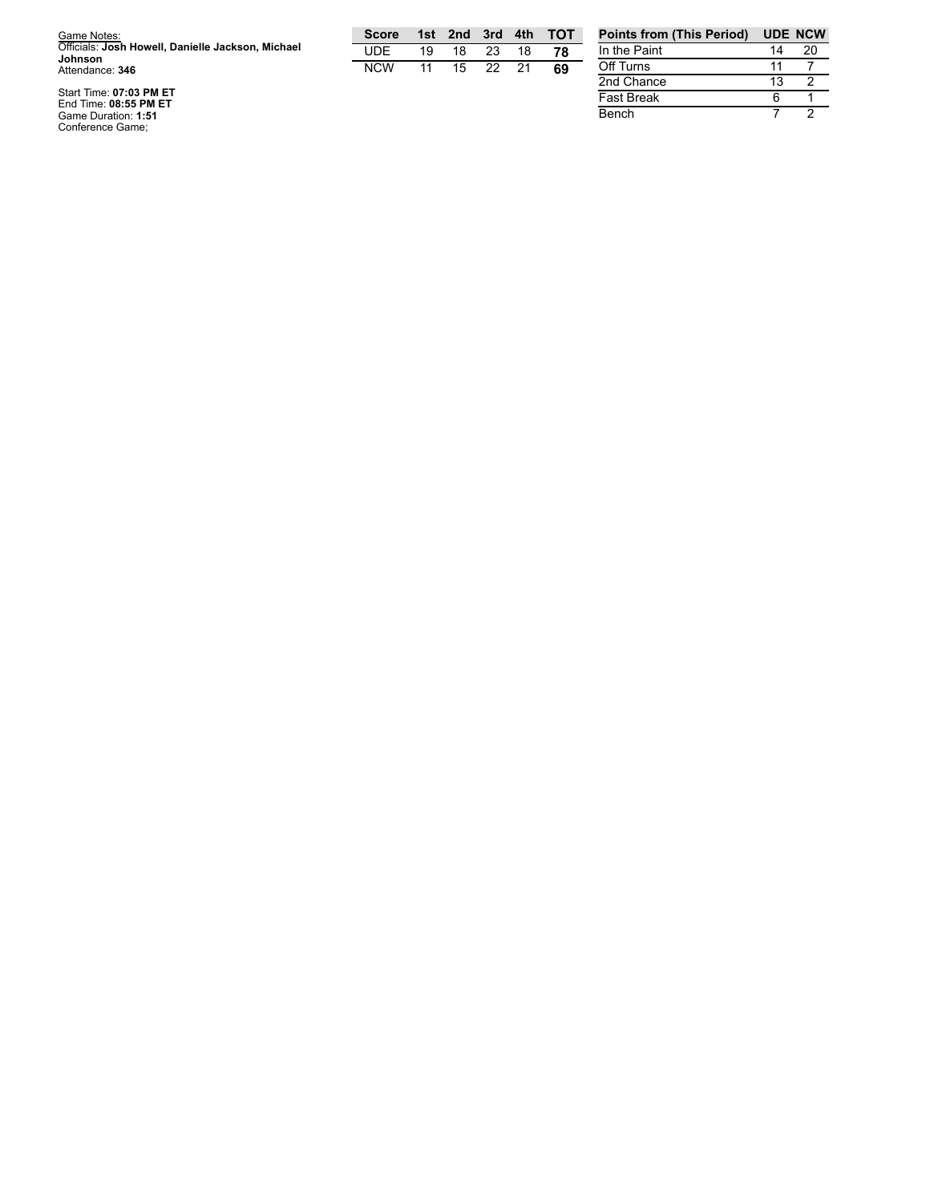Game Notes:
Officials: **Josh Howell, Danielle Jackson, Michael Johnson**
Attendance: **346**

Start Time: **07:03 PM ET**
End Time: **08:55 PM ET**
Game Duration: **1:51**
Conference Game;

| Score | 1st | 2nd | 3rd | 4th | TOT |
|---|---|---|---|---|---|
| UDE | 19 | 18 | 23 | 18 | **78** |
| NCW | 11 | 15 | 22 | 21 | **69** |

| Points from (This Period) | UDE | NCW |
|---|---|---|
| In the Paint | 14 | 20 |
| Off Turns | 11 | 7 |
| 2nd Chance | 13 | 2 |
| Fast Break | 6 | 1 |
| Bench | 7 | 2 |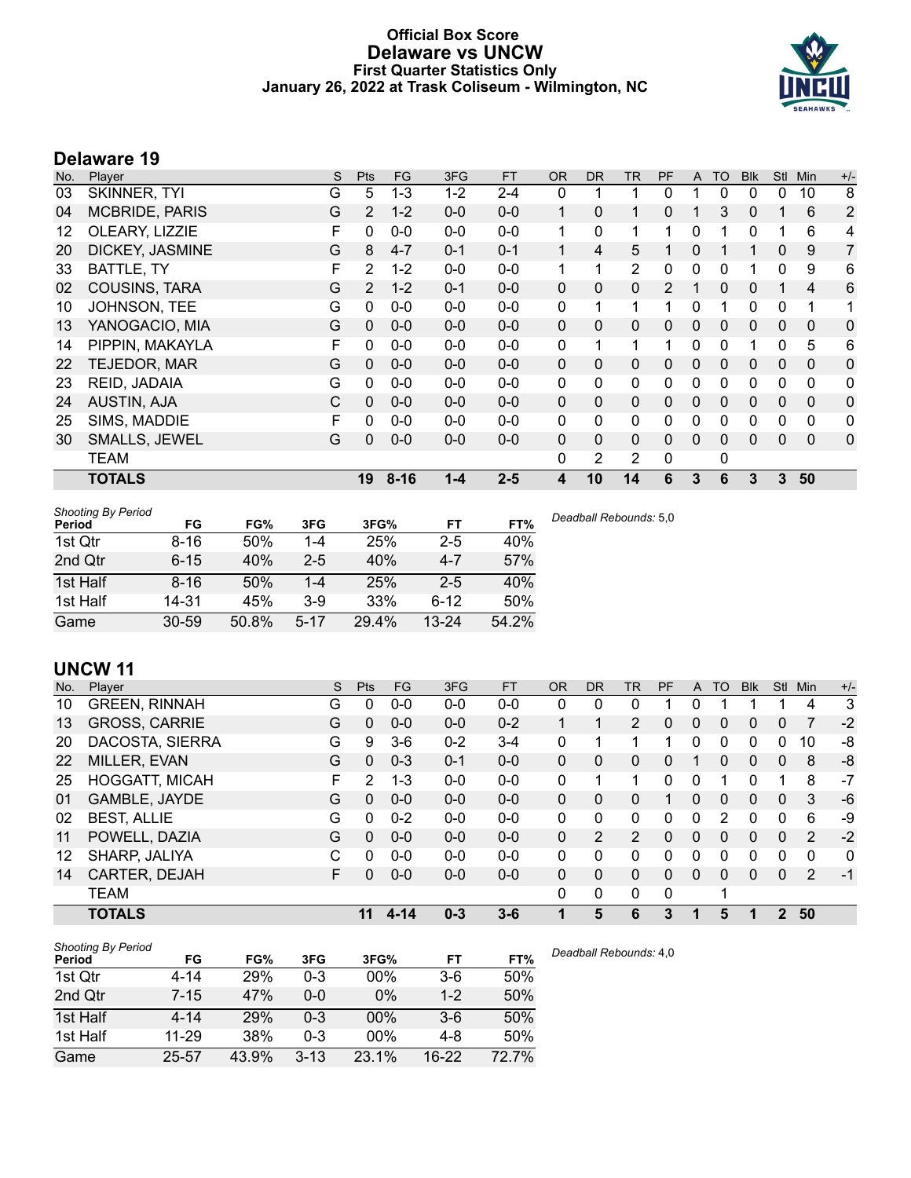# Official Box Score
## Delaware vs UNCW
### First Quarter Statistics Only
### January 26, 2022 at Trask Coliseum - Wilmington, NC

## Delaware 19

| No. | Player | S | Pts | FG | 3FG | FT | OR | DR | TR | PF | A | TO | Blk | Stl | Min | +/- |
|---|---|---|---|---|---|---|---|---|---|---|---|---|---|---|---|---|
| 03 | SKINNER, TYI | G | 5 | 1-3 | 1-2 | 2-4 | 0 | 1 | 1 | 0 | 1 | 0 | 0 | 0 | 10 | 8 |
| 04 | MCBRIDE, PARIS | G | 2 | 1-2 | 0-0 | 0-0 | 1 | 0 | 1 | 0 | 1 | 3 | 0 | 1 | 6 | 2 |
| 12 | OLEARY, LIZZIE | F | 0 | 0-0 | 0-0 | 0-0 | 1 | 0 | 1 | 1 | 0 | 1 | 0 | 1 | 6 | 4 |
| 20 | DICKEY, JASMINE | G | 8 | 4-7 | 0-1 | 0-1 | 1 | 4 | 5 | 1 | 0 | 1 | 1 | 0 | 9 | 7 |
| 33 | BATTLE, TY | F | 2 | 1-2 | 0-0 | 0-0 | 1 | 1 | 2 | 0 | 0 | 0 | 1 | 0 | 9 | 6 |
| 02 | COUSINS, TARA | G | 2 | 1-2 | 0-1 | 0-0 | 0 | 0 | 0 | 2 | 1 | 0 | 0 | 1 | 4 | 6 |
| 10 | JOHNSON, TEE | G | 0 | 0-0 | 0-0 | 0-0 | 0 | 1 | 1 | 1 | 0 | 1 | 0 | 0 | 1 | 1 |
| 13 | YANOGACIO, MIA | G | 0 | 0-0 | 0-0 | 0-0 | 0 | 0 | 0 | 0 | 0 | 0 | 0 | 0 | 0 | 0 |
| 14 | PIPPIN, MAKAYLA | F | 0 | 0-0 | 0-0 | 0-0 | 0 | 1 | 1 | 1 | 0 | 0 | 1 | 0 | 5 | 6 |
| 22 | TEJEDOR, MAR | G | 0 | 0-0 | 0-0 | 0-0 | 0 | 0 | 0 | 0 | 0 | 0 | 0 | 0 | 0 | 0 |
| 23 | REID, JADAIA | G | 0 | 0-0 | 0-0 | 0-0 | 0 | 0 | 0 | 0 | 0 | 0 | 0 | 0 | 0 | 0 |
| 24 | AUSTIN, AJA | C | 0 | 0-0 | 0-0 | 0-0 | 0 | 0 | 0 | 0 | 0 | 0 | 0 | 0 | 0 | 0 |
| 25 | SIMS, MADDIE | F | 0 | 0-0 | 0-0 | 0-0 | 0 | 0 | 0 | 0 | 0 | 0 | 0 | 0 | 0 | 0 |
| 30 | SMALLS, JEWEL | G | 0 | 0-0 | 0-0 | 0-0 | 0 | 0 | 0 | 0 | 0 | 0 | 0 | 0 | 0 | 0 |
| | TEAM | | | | | | 0 | 2 | 2 | 0 | | 0 | | | | |
| | **TOTALS** | | **19** | **8-16** | **1-4** | **2-5** | **4** | **10** | **14** | **6** | **3** | **6** | **3** | **3** | **50** | |

*Shooting By Period*

| Period | FG | FG% | 3FG | 3FG% | FT | FT% |
|---|---|---|---|---|---|---|
| 1st Qtr | 8-16 | 50% | 1-4 | 25% | 2-5 | 40% |
| 2nd Qtr | 6-15 | 40% | 2-5 | 40% | 4-7 | 57% |
| 1st Half | 8-16 | 50% | 1-4 | 25% | 2-5 | 40% |
| 1st Half | 14-31 | 45% | 3-9 | 33% | 6-12 | 50% |
| Game | 30-59 | 50.8% | 5-17 | 29.4% | 13-24 | 54.2% |

*Deadball Rebounds:* 5,0

## UNCW 11

| No. | Player | S | Pts | FG | 3FG | FT | OR | DR | TR | PF | A | TO | Blk | Stl | Min | +/- |
|---|---|---|---|---|---|---|---|---|---|---|---|---|---|---|---|---|
| 10 | GREEN, RINNAH | G | 0 | 0-0 | 0-0 | 0-0 | 0 | 0 | 0 | 1 | 0 | 1 | 1 | 1 | 4 | 3 |
| 13 | GROSS, CARRIE | G | 0 | 0-0 | 0-0 | 0-2 | 1 | 1 | 2 | 0 | 0 | 0 | 0 | 0 | 7 | -2 |
| 20 | DACOSTA, SIERRA | G | 9 | 3-6 | 0-2 | 3-4 | 0 | 1 | 1 | 1 | 0 | 0 | 0 | 0 | 10 | -8 |
| 22 | MILLER, EVAN | G | 0 | 0-3 | 0-1 | 0-0 | 0 | 0 | 0 | 0 | 1 | 0 | 0 | 0 | 8 | -8 |
| 25 | HOGGATT, MICAH | F | 2 | 1-3 | 0-0 | 0-0 | 0 | 1 | 1 | 0 | 0 | 1 | 0 | 1 | 8 | -7 |
| 01 | GAMBLE, JAYDE | G | 0 | 0-0 | 0-0 | 0-0 | 0 | 0 | 0 | 1 | 0 | 0 | 0 | 0 | 3 | -6 |
| 02 | BEST, ALLIE | G | 0 | 0-2 | 0-0 | 0-0 | 0 | 0 | 0 | 0 | 0 | 2 | 0 | 0 | 6 | -9 |
| 11 | POWELL, DAZIA | G | 0 | 0-0 | 0-0 | 0-0 | 0 | 2 | 2 | 0 | 0 | 0 | 0 | 0 | 2 | -2 |
| 12 | SHARP, JALIYA | C | 0 | 0-0 | 0-0 | 0-0 | 0 | 0 | 0 | 0 | 0 | 0 | 0 | 0 | 0 | 0 |
| 14 | CARTER, DEJAH | F | 0 | 0-0 | 0-0 | 0-0 | 0 | 0 | 0 | 0 | 0 | 0 | 0 | 0 | 2 | -1 |
| | TEAM | | | | | | 0 | 0 | 0 | 0 | | 1 | | | | |
| | **TOTALS** | | **11** | **4-14** | **0-3** | **3-6** | **1** | **5** | **6** | **3** | **1** | **5** | **1** | **2** | **50** | |

*Shooting By Period*

| Period | FG | FG% | 3FG | 3FG% | FT | FT% |
|---|---|---|---|---|---|---|
| 1st Qtr | 4-14 | 29% | 0-3 | 00% | 3-6 | 50% |
| 2nd Qtr | 7-15 | 47% | 0-0 | 0% | 1-2 | 50% |
| 1st Half | 4-14 | 29% | 0-3 | 00% | 3-6 | 50% |
| 1st Half | 11-29 | 38% | 0-3 | 00% | 4-8 | 50% |
| Game | 25-57 | 43.9% | 3-13 | 23.1% | 16-22 | 72.7% |

*Deadball Rebounds:* 4,0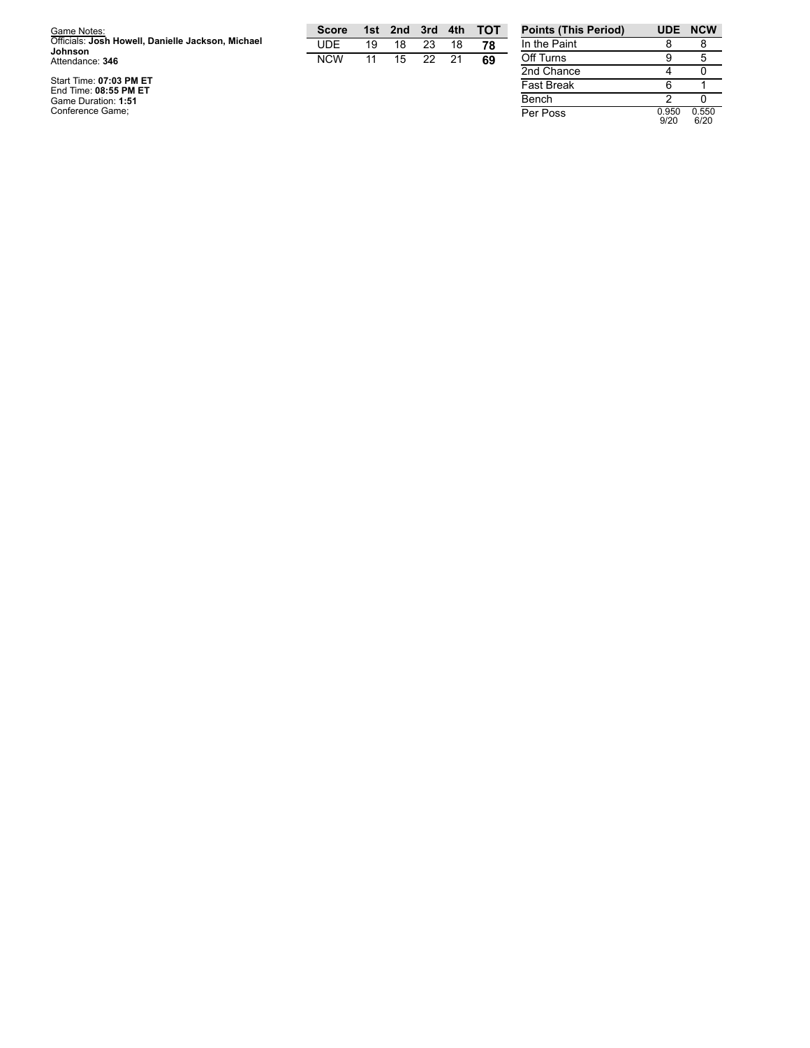Game Notes:
Officials: **Josh Howell, Danielle Jackson, Michael Johnson**
Attendance: **346**

Start Time: **07:03 PM ET**
End Time: **08:55 PM ET**
Game Duration: **1:51**
Conference Game;

| Score | 1st | 2nd | 3rd | 4th | TOT |
|---|---|---|---|---|---|
| UDE | 19 | 18 | 23 | 18 | **78** |
| NCW | 11 | 15 | 22 | 21 | **69** |

| Points (This Period) | UDE | NCW |
|---|---|---|
| In the Paint | 8 | 8 |
| Off Turns | 9 | 5 |
| 2nd Chance | 4 | 0 |
| Fast Break | 6 | 1 |
| Bench | 2 | 0 |
| Per Poss | 0.950 9/20 | 0.550 6/20 |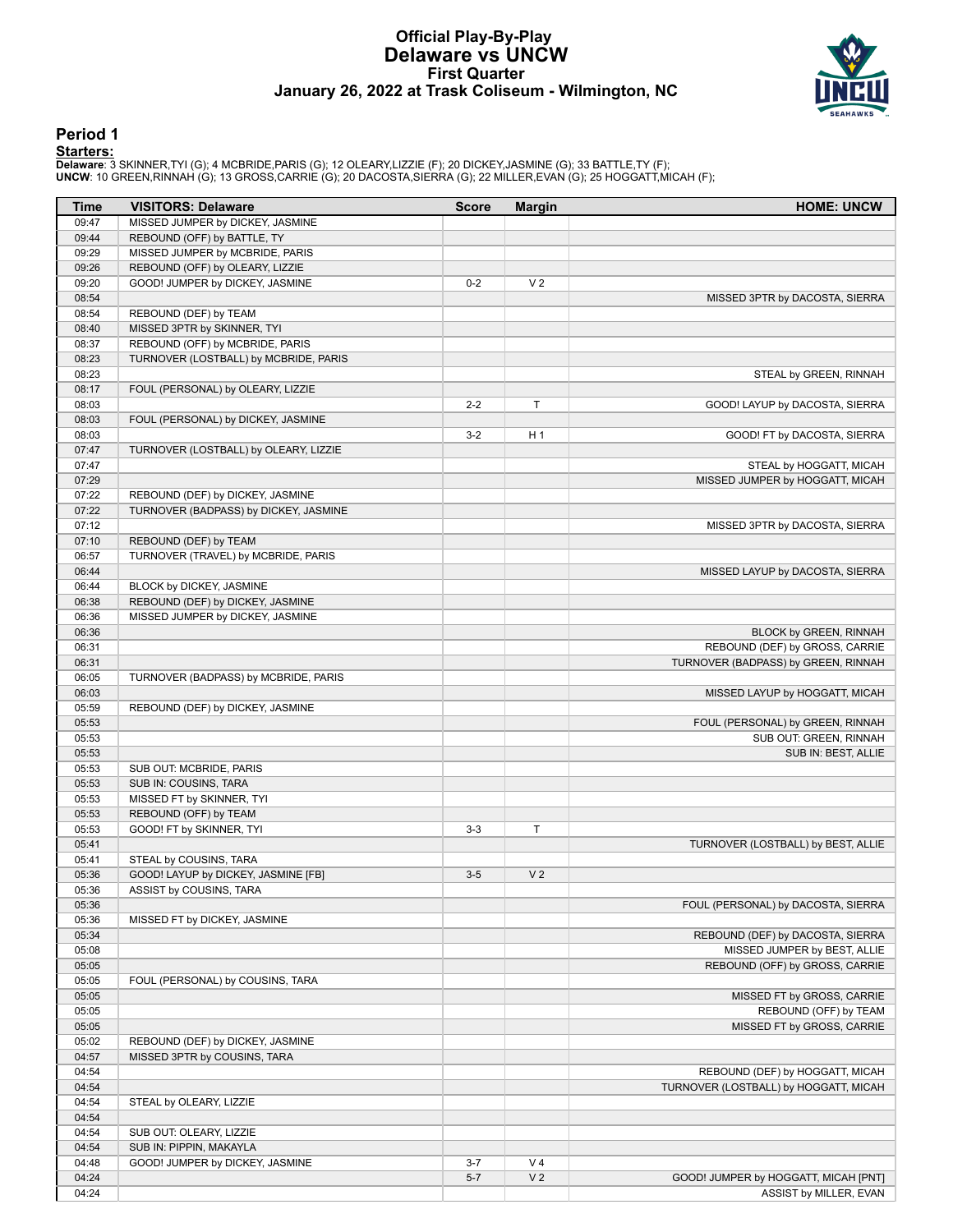# Official Play-By-Play
# Delaware vs UNCW
## First Quarter
## January 26, 2022 at Trask Coliseum - Wilmington, NC

### Period 1

**Starters:**

**Delaware**: 3 SKINNER,TYI (G); 4 MCBRIDE,PARIS (G); 12 OLEARY,LIZZIE (F); 20 DICKEY,JASMINE (G); 33 BATTLE,TY (F);
**UNCW**: 10 GREEN,RINNAH (G); 13 GROSS,CARRIE (G); 20 DACOSTA,SIERRA (G); 22 MILLER,EVAN (G); 25 HOGGATT,MICAH (F);

| Time | VISITORS: Delaware | Score | Margin | HOME: UNCW |
|---|---|---|---|---|
| 09:47 | MISSED JUMPER by DICKEY, JASMINE | | | |
| 09:44 | REBOUND (OFF) by BATTLE, TY | | | |
| 09:29 | MISSED JUMPER by MCBRIDE, PARIS | | | |
| 09:26 | REBOUND (OFF) by OLEARY, LIZZIE | | | |
| 09:20 | GOOD! JUMPER by DICKEY, JASMINE | 0-2 | V 2 | |
| 08:54 | | | | MISSED 3PTR by DACOSTA, SIERRA |
| 08:54 | REBOUND (DEF) by TEAM | | | |
| 08:40 | MISSED 3PTR by SKINNER, TYI | | | |
| 08:37 | REBOUND (OFF) by MCBRIDE, PARIS | | | |
| 08:23 | TURNOVER (LOSTBALL) by MCBRIDE, PARIS | | | |
| 08:23 | | | | STEAL by GREEN, RINNAH |
| 08:17 | FOUL (PERSONAL) by OLEARY, LIZZIE | | | |
| 08:03 | | 2-2 | T | GOOD! LAYUP by DACOSTA, SIERRA |
| 08:03 | FOUL (PERSONAL) by DICKEY, JASMINE | | | |
| 08:03 | | 3-2 | H 1 | GOOD! FT by DACOSTA, SIERRA |
| 07:47 | TURNOVER (LOSTBALL) by OLEARY, LIZZIE | | | |
| 07:47 | | | | STEAL by HOGGATT, MICAH |
| 07:29 | | | | MISSED JUMPER by HOGGATT, MICAH |
| 07:22 | REBOUND (DEF) by DICKEY, JASMINE | | | |
| 07:22 | TURNOVER (BADPASS) by DICKEY, JASMINE | | | |
| 07:12 | | | | MISSED 3PTR by DACOSTA, SIERRA |
| 07:10 | REBOUND (DEF) by TEAM | | | |
| 06:57 | TURNOVER (TRAVEL) by MCBRIDE, PARIS | | | |
| 06:44 | | | | MISSED LAYUP by DACOSTA, SIERRA |
| 06:44 | BLOCK by DICKEY, JASMINE | | | |
| 06:38 | REBOUND (DEF) by DICKEY, JASMINE | | | |
| 06:36 | MISSED JUMPER by DICKEY, JASMINE | | | |
| 06:36 | | | | BLOCK by GREEN, RINNAH |
| 06:31 | | | | REBOUND (DEF) by GROSS, CARRIE |
| 06:31 | | | | TURNOVER (BADPASS) by GREEN, RINNAH |
| 06:05 | TURNOVER (BADPASS) by MCBRIDE, PARIS | | | |
| 06:03 | | | | MISSED LAYUP by HOGGATT, MICAH |
| 05:59 | REBOUND (DEF) by DICKEY, JASMINE | | | |
| 05:53 | | | | FOUL (PERSONAL) by GREEN, RINNAH |
| 05:53 | | | | SUB OUT: GREEN, RINNAH |
| 05:53 | | | | SUB IN: BEST, ALLIE |
| 05:53 | SUB OUT: MCBRIDE, PARIS | | | |
| 05:53 | SUB IN: COUSINS, TARA | | | |
| 05:53 | MISSED FT by SKINNER, TYI | | | |
| 05:53 | REBOUND (OFF) by TEAM | | | |
| 05:53 | GOOD! FT by SKINNER, TYI | 3-3 | T | |
| 05:41 | | | | TURNOVER (LOSTBALL) by BEST, ALLIE |
| 05:41 | STEAL by COUSINS, TARA | | | |
| 05:36 | GOOD! LAYUP by DICKEY, JASMINE [FB] | 3-5 | V 2 | |
| 05:36 | ASSIST by COUSINS, TARA | | | |
| 05:36 | | | | FOUL (PERSONAL) by DACOSTA, SIERRA |
| 05:36 | MISSED FT by DICKEY, JASMINE | | | |
| 05:34 | | | | REBOUND (DEF) by DACOSTA, SIERRA |
| 05:08 | | | | MISSED JUMPER by BEST, ALLIE |
| 05:05 | | | | REBOUND (OFF) by GROSS, CARRIE |
| 05:05 | FOUL (PERSONAL) by COUSINS, TARA | | | |
| 05:05 | | | | MISSED FT by GROSS, CARRIE |
| 05:05 | | | | REBOUND (OFF) by TEAM |
| 05:05 | | | | MISSED FT by GROSS, CARRIE |
| 05:02 | REBOUND (DEF) by DICKEY, JASMINE | | | |
| 04:57 | MISSED 3PTR by COUSINS, TARA | | | |
| 04:54 | | | | REBOUND (DEF) by HOGGATT, MICAH |
| 04:54 | | | | TURNOVER (LOSTBALL) by HOGGATT, MICAH |
| 04:54 | STEAL by OLEARY, LIZZIE | | | |
| 04:54 | | | | |
| 04:54 | SUB OUT: OLEARY, LIZZIE | | | |
| 04:54 | SUB IN: PIPPIN, MAKAYLA | | | |
| 04:48 | GOOD! JUMPER by DICKEY, JASMINE | 3-7 | V 4 | |
| 04:24 | | 5-7 | V 2 | GOOD! JUMPER by HOGGATT, MICAH [PNT] |
| 04:24 | | | | ASSIST by MILLER, EVAN |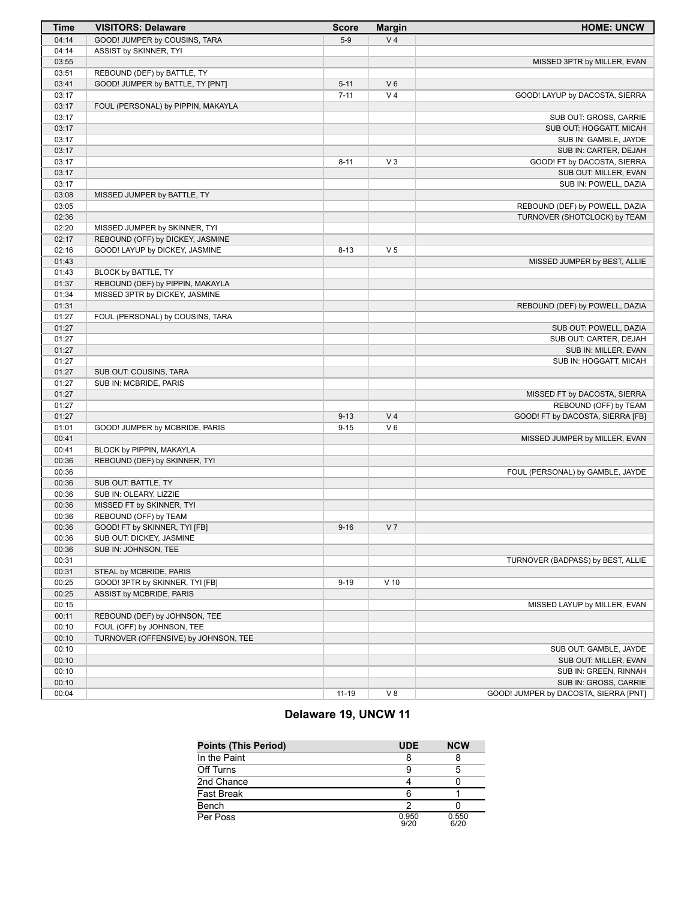| Time | VISITORS: Delaware | Score | Margin | HOME: UNCW |
|---|---|---|---|---|
| 04:14 | GOOD! JUMPER by COUSINS, TARA | 5-9 | V 4 | |
| 04:14 | ASSIST by SKINNER, TYI | | | |
| 03:55 | | | | MISSED 3PTR by MILLER, EVAN |
| 03:51 | REBOUND (DEF) by BATTLE, TY | | | |
| 03:41 | GOOD! JUMPER by BATTLE, TY [PNT] | 5-11 | V 6 | |
| 03:17 | | 7-11 | V 4 | GOOD! LAYUP by DACOSTA, SIERRA |
| 03:17 | FOUL (PERSONAL) by PIPPIN, MAKAYLA | | | |
| 03:17 | | | | SUB OUT: GROSS, CARRIE |
| 03:17 | | | | SUB OUT: HOGGATT, MICAH |
| 03:17 | | | | SUB IN: GAMBLE, JAYDE |
| 03:17 | | | | SUB IN: CARTER, DEJAH |
| 03:17 | | 8-11 | V 3 | GOOD! FT by DACOSTA, SIERRA |
| 03:17 | | | | SUB OUT: MILLER, EVAN |
| 03:17 | | | | SUB IN: POWELL, DAZIA |
| 03:08 | MISSED JUMPER by BATTLE, TY | | | |
| 03:05 | | | | REBOUND (DEF) by POWELL, DAZIA |
| 02:36 | | | | TURNOVER (SHOTCLOCK) by TEAM |
| 02:20 | MISSED JUMPER by SKINNER, TYI | | | |
| 02:17 | REBOUND (OFF) by DICKEY, JASMINE | | | |
| 02:16 | GOOD! LAYUP by DICKEY, JASMINE | 8-13 | V 5 | |
| 01:43 | | | | MISSED JUMPER by BEST, ALLIE |
| 01:43 | BLOCK by BATTLE, TY | | | |
| 01:37 | REBOUND (DEF) by PIPPIN, MAKAYLA | | | |
| 01:34 | MISSED 3PTR by DICKEY, JASMINE | | | |
| 01:31 | | | | REBOUND (DEF) by POWELL, DAZIA |
| 01:27 | FOUL (PERSONAL) by COUSINS, TARA | | | |
| 01:27 | | | | SUB OUT: POWELL, DAZIA |
| 01:27 | | | | SUB OUT: CARTER, DEJAH |
| 01:27 | | | | SUB IN: MILLER, EVAN |
| 01:27 | | | | SUB IN: HOGGATT, MICAH |
| 01:27 | SUB OUT: COUSINS, TARA | | | |
| 01:27 | SUB IN: MCBRIDE, PARIS | | | |
| 01:27 | | | | MISSED FT by DACOSTA, SIERRA |
| 01:27 | | | | REBOUND (OFF) by TEAM |
| 01:27 | | 9-13 | V 4 | GOOD! FT by DACOSTA, SIERRA [FB] |
| 01:01 | GOOD! JUMPER by MCBRIDE, PARIS | 9-15 | V 6 | |
| 00:41 | | | | MISSED JUMPER by MILLER, EVAN |
| 00:41 | BLOCK by PIPPIN, MAKAYLA | | | |
| 00:36 | REBOUND (DEF) by SKINNER, TYI | | | |
| 00:36 | | | | FOUL (PERSONAL) by GAMBLE, JAYDE |
| 00:36 | SUB OUT: BATTLE, TY | | | |
| 00:36 | SUB IN: OLEARY, LIZZIE | | | |
| 00:36 | MISSED FT by SKINNER, TYI | | | |
| 00:36 | REBOUND (OFF) by TEAM | | | |
| 00:36 | GOOD! FT by SKINNER, TYI [FB] | 9-16 | V 7 | |
| 00:36 | SUB OUT: DICKEY, JASMINE | | | |
| 00:36 | SUB IN: JOHNSON, TEE | | | |
| 00:31 | | | | TURNOVER (BADPASS) by BEST, ALLIE |
| 00:31 | STEAL by MCBRIDE, PARIS | | | |
| 00:25 | GOOD! 3PTR by SKINNER, TYI [FB] | 9-19 | V 10 | |
| 00:25 | ASSIST by MCBRIDE, PARIS | | | |
| 00:15 | | | | MISSED LAYUP by MILLER, EVAN |
| 00:11 | REBOUND (DEF) by JOHNSON, TEE | | | |
| 00:10 | FOUL (OFF) by JOHNSON, TEE | | | |
| 00:10 | TURNOVER (OFFENSIVE) by JOHNSON, TEE | | | |
| 00:10 | | | | SUB OUT: GAMBLE, JAYDE |
| 00:10 | | | | SUB OUT: MILLER, EVAN |
| 00:10 | | | | SUB IN: GREEN, RINNAH |
| 00:10 | | | | SUB IN: GROSS, CARRIE |
| 00:04 | | 11-19 | V 8 | GOOD! JUMPER by DACOSTA, SIERRA [PNT] |

## Delaware 19, UNCW 11

| Points (This Period) | UDE | NCW |
|---|---|---|
| In the Paint | 8 | 8 |
| Off Turns | 9 | 5 |
| 2nd Chance | 4 | 0 |
| Fast Break | 6 | 1 |
| Bench | 2 | 0 |
| Per Poss | 0.950 9/20 | 0.550 6/20 |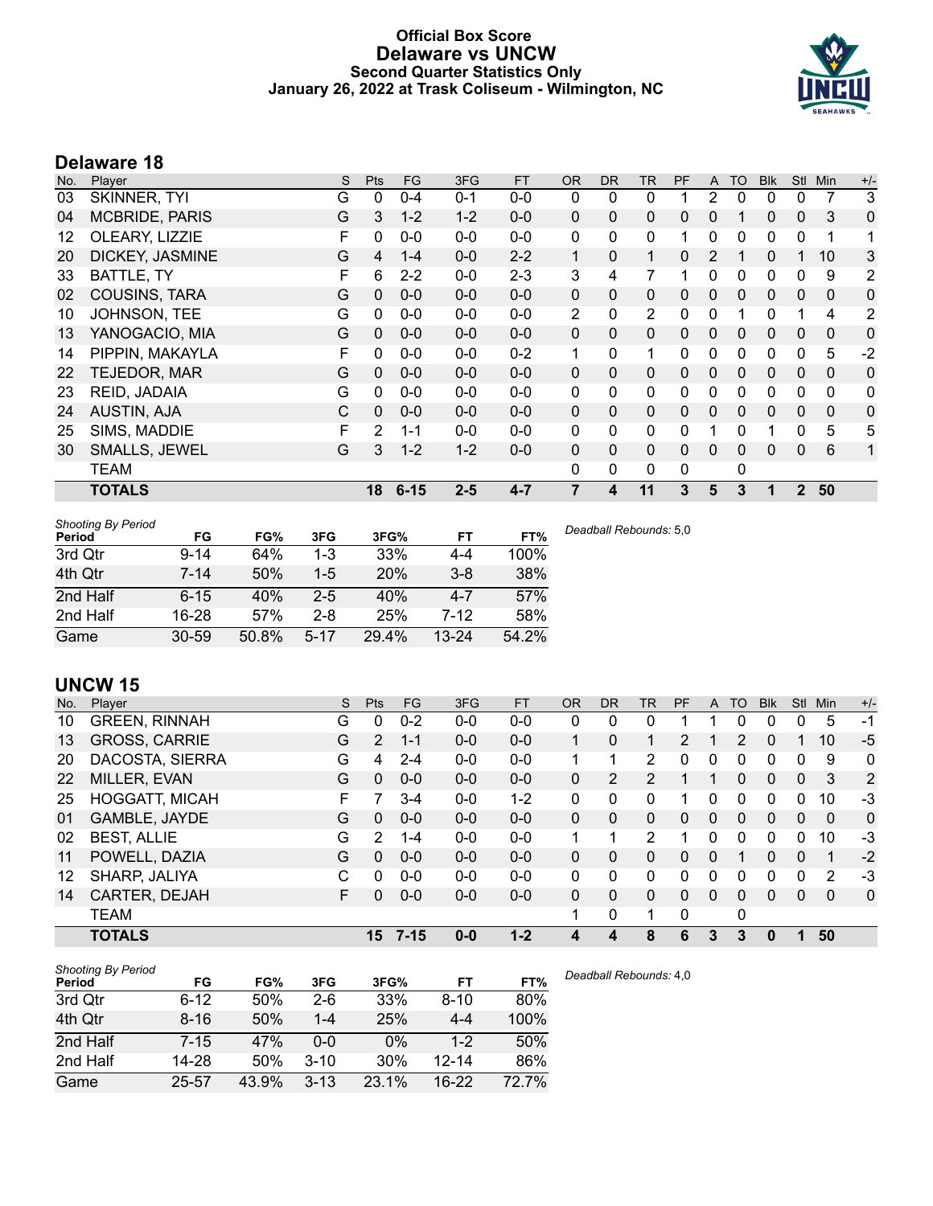# Official Box Score
## Delaware vs UNCW
### Second Quarter Statistics Only
### January 26, 2022 at Trask Coliseum - Wilmington, NC

## Delaware 18

| No. | Player | S | Pts | FG | 3FG | FT | OR | DR | TR | PF | A | TO | Blk | Stl | Min | +/- |
|---|---|---|---|---|---|---|---|---|---|---|---|---|---|---|---|---|
| 03 | SKINNER, TYI | G | 0 | 0-4 | 0-1 | 0-0 | 0 | 0 | 0 | 1 | 2 | 0 | 0 | 0 | 7 | 3 |
| 04 | MCBRIDE, PARIS | G | 3 | 1-2 | 1-2 | 0-0 | 0 | 0 | 0 | 0 | 0 | 1 | 0 | 0 | 3 | 0 |
| 12 | OLEARY, LIZZIE | F | 0 | 0-0 | 0-0 | 0-0 | 0 | 0 | 0 | 1 | 0 | 0 | 0 | 0 | 1 | 1 |
| 20 | DICKEY, JASMINE | G | 4 | 1-4 | 0-0 | 2-2 | 1 | 0 | 1 | 0 | 2 | 1 | 0 | 1 | 10 | 3 |
| 33 | BATTLE, TY | F | 6 | 2-2 | 0-0 | 2-3 | 3 | 4 | 7 | 1 | 0 | 0 | 0 | 0 | 9 | 2 |
| 02 | COUSINS, TARA | G | 0 | 0-0 | 0-0 | 0-0 | 0 | 0 | 0 | 0 | 0 | 0 | 0 | 0 | 0 | 0 |
| 10 | JOHNSON, TEE | G | 0 | 0-0 | 0-0 | 0-0 | 2 | 0 | 2 | 0 | 0 | 1 | 0 | 1 | 4 | 2 |
| 13 | YANOGACIO, MIA | G | 0 | 0-0 | 0-0 | 0-0 | 0 | 0 | 0 | 0 | 0 | 0 | 0 | 0 | 0 | 0 |
| 14 | PIPPIN, MAKAYLA | F | 0 | 0-0 | 0-0 | 0-2 | 1 | 0 | 1 | 0 | 0 | 0 | 0 | 0 | 5 | -2 |
| 22 | TEJEDOR, MAR | G | 0 | 0-0 | 0-0 | 0-0 | 0 | 0 | 0 | 0 | 0 | 0 | 0 | 0 | 0 | 0 |
| 23 | REID, JADAIA | G | 0 | 0-0 | 0-0 | 0-0 | 0 | 0 | 0 | 0 | 0 | 0 | 0 | 0 | 0 | 0 |
| 24 | AUSTIN, AJA | C | 0 | 0-0 | 0-0 | 0-0 | 0 | 0 | 0 | 0 | 0 | 0 | 0 | 0 | 0 | 0 |
| 25 | SIMS, MADDIE | F | 2 | 1-1 | 0-0 | 0-0 | 0 | 0 | 0 | 0 | 1 | 0 | 1 | 0 | 5 | 5 |
| 30 | SMALLS, JEWEL | G | 3 | 1-2 | 1-2 | 0-0 | 0 | 0 | 0 | 0 | 0 | 0 | 0 | 0 | 6 | 1 |
| | TEAM | | | | | | 0 | 0 | 0 | 0 | | 0 | | | | |
| | **TOTALS** | | **18** | **6-15** | **2-5** | **4-7** | **7** | **4** | **11** | **3** | **5** | **3** | **1** | **2** | **50** | |

*Shooting By Period*

| Period | FG | FG% | 3FG | 3FG% | FT | FT% |
|---|---|---|---|---|---|---|
| 3rd Qtr | 9-14 | 64% | 1-3 | 33% | 4-4 | 100% |
| 4th Qtr | 7-14 | 50% | 1-5 | 20% | 3-8 | 38% |
| 2nd Half | 6-15 | 40% | 2-5 | 40% | 4-7 | 57% |
| 2nd Half | 16-28 | 57% | 2-8 | 25% | 7-12 | 58% |
| Game | 30-59 | 50.8% | 5-17 | 29.4% | 13-24 | 54.2% |

*Deadball Rebounds:* 5,0

## UNCW 15

| No. | Player | S | Pts | FG | 3FG | FT | OR | DR | TR | PF | A | TO | Blk | Stl | Min | +/- |
|---|---|---|---|---|---|---|---|---|---|---|---|---|---|---|---|---|
| 10 | GREEN, RINNAH | G | 0 | 0-2 | 0-0 | 0-0 | 0 | 0 | 0 | 1 | 1 | 0 | 0 | 0 | 5 | -1 |
| 13 | GROSS, CARRIE | G | 2 | 1-1 | 0-0 | 0-0 | 1 | 0 | 1 | 2 | 1 | 2 | 0 | 1 | 10 | -5 |
| 20 | DACOSTA, SIERRA | G | 4 | 2-4 | 0-0 | 0-0 | 1 | 1 | 2 | 0 | 0 | 0 | 0 | 0 | 9 | 0 |
| 22 | MILLER, EVAN | G | 0 | 0-0 | 0-0 | 0-0 | 0 | 2 | 2 | 1 | 1 | 0 | 0 | 0 | 3 | 2 |
| 25 | HOGGATT, MICAH | F | 7 | 3-4 | 0-0 | 1-2 | 0 | 0 | 0 | 1 | 0 | 0 | 0 | 0 | 10 | -3 |
| 01 | GAMBLE, JAYDE | G | 0 | 0-0 | 0-0 | 0-0 | 0 | 0 | 0 | 0 | 0 | 0 | 0 | 0 | 0 | 0 |
| 02 | BEST, ALLIE | G | 2 | 1-4 | 0-0 | 0-0 | 1 | 1 | 2 | 1 | 0 | 0 | 0 | 0 | 10 | -3 |
| 11 | POWELL, DAZIA | G | 0 | 0-0 | 0-0 | 0-0 | 0 | 0 | 0 | 0 | 0 | 1 | 0 | 0 | 1 | -2 |
| 12 | SHARP, JALIYA | C | 0 | 0-0 | 0-0 | 0-0 | 0 | 0 | 0 | 0 | 0 | 0 | 0 | 0 | 2 | -3 |
| 14 | CARTER, DEJAH | F | 0 | 0-0 | 0-0 | 0-0 | 0 | 0 | 0 | 0 | 0 | 0 | 0 | 0 | 0 | 0 |
| | TEAM | | | | | | 1 | 0 | 1 | 0 | | 0 | | | | |
| | **TOTALS** | | **15** | **7-15** | **0-0** | **1-2** | **4** | **4** | **8** | **6** | **3** | **3** | **0** | **1** | **50** | |

*Shooting By Period*

| Period | FG | FG% | 3FG | 3FG% | FT | FT% |
|---|---|---|---|---|---|---|
| 3rd Qtr | 6-12 | 50% | 2-6 | 33% | 8-10 | 80% |
| 4th Qtr | 8-16 | 50% | 1-4 | 25% | 4-4 | 100% |
| 2nd Half | 7-15 | 47% | 0-0 | 0% | 1-2 | 50% |
| 2nd Half | 14-28 | 50% | 3-10 | 30% | 12-14 | 86% |
| Game | 25-57 | 43.9% | 3-13 | 23.1% | 16-22 | 72.7% |

*Deadball Rebounds:* 4,0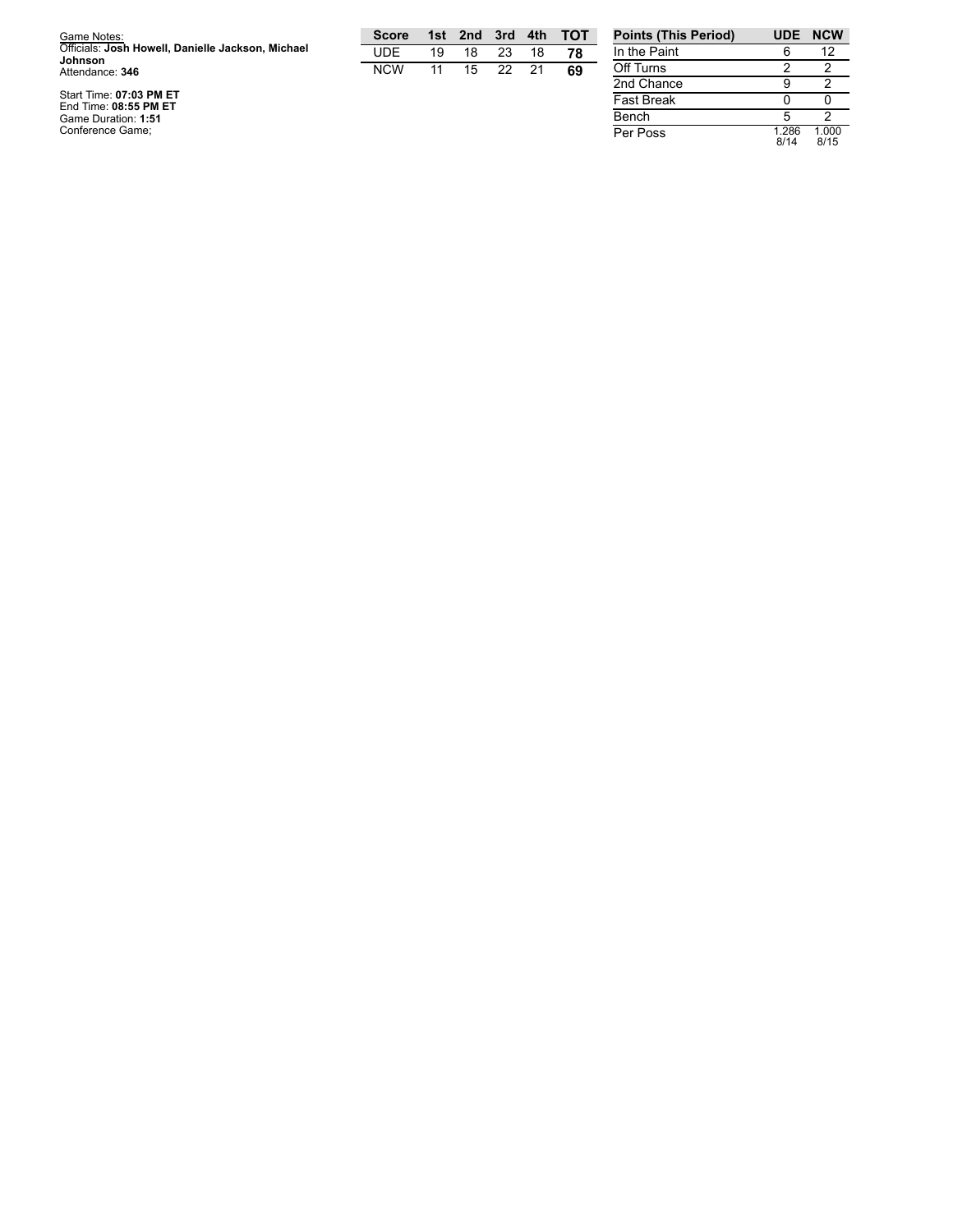Game Notes:
Officials: **Josh Howell, Danielle Jackson, Michael Johnson**
Attendance: **346**

Start Time: **07:03 PM ET**
End Time: **08:55 PM ET**
Game Duration: **1:51**
Conference Game;

| Score | 1st | 2nd | 3rd | 4th | TOT |
|---|---|---|---|---|---|
| UDE | 19 | 18 | 23 | 18 | **78** |
| NCW | 11 | 15 | 22 | 21 | **69** |

| Points (This Period) | UDE | NCW |
|---|---|---|
| In the Paint | 6 | 12 |
| Off Turns | 2 | 2 |
| 2nd Chance | 9 | 2 |
| Fast Break | 0 | 0 |
| Bench | 5 | 2 |
| Per Poss | 1.286 8/14 | 1.000 8/15 |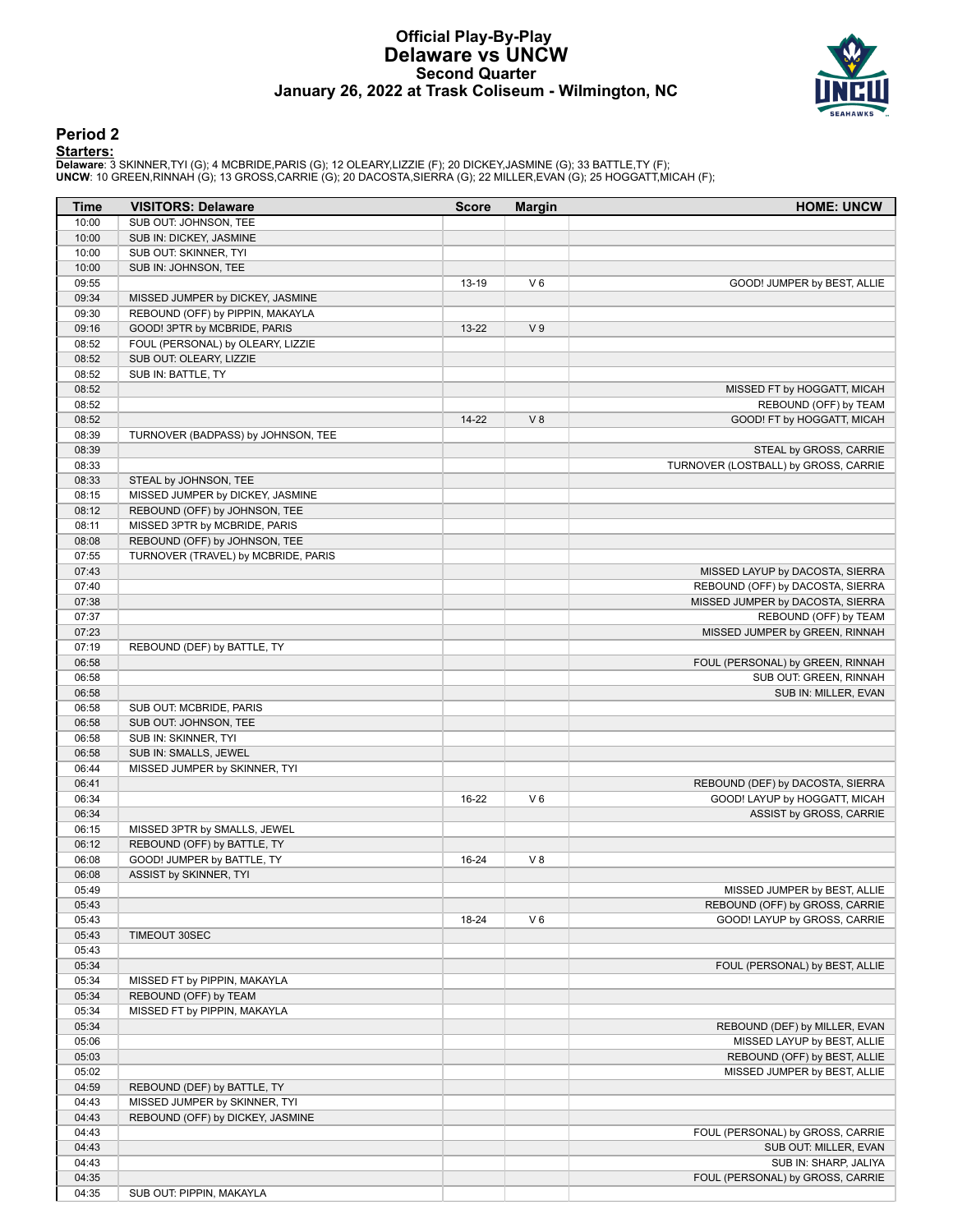# Official Play-By-Play
# Delaware vs UNCW
## Second Quarter
### January 26, 2022 at Trask Coliseum - Wilmington, NC

## Period 2

**Starters:**

**Delaware**: 3 SKINNER,TYI (G); 4 MCBRIDE,PARIS (G); 12 OLEARY,LIZZIE (F); 20 DICKEY,JASMINE (G); 33 BATTLE,TY (F);
**UNCW**: 10 GREEN,RINNAH (G); 13 GROSS,CARRIE (G); 20 DACOSTA,SIERRA (G); 22 MILLER,EVAN (G); 25 HOGGATT,MICAH (F);

| Time | VISITORS: Delaware | Score | Margin | HOME: UNCW |
|---|---|---|---|---|
| 10:00 | SUB OUT: JOHNSON, TEE | | | |
| 10:00 | SUB IN: DICKEY, JASMINE | | | |
| 10:00 | SUB OUT: SKINNER, TYI | | | |
| 10:00 | SUB IN: JOHNSON, TEE | | | |
| 09:55 | | 13-19 | V 6 | GOOD! JUMPER by BEST, ALLIE |
| 09:34 | MISSED JUMPER by DICKEY, JASMINE | | | |
| 09:30 | REBOUND (OFF) by PIPPIN, MAKAYLA | | | |
| 09:16 | GOOD! 3PTR by MCBRIDE, PARIS | 13-22 | V 9 | |
| 08:52 | FOUL (PERSONAL) by OLEARY, LIZZIE | | | |
| 08:52 | SUB OUT: OLEARY, LIZZIE | | | |
| 08:52 | SUB IN: BATTLE, TY | | | |
| 08:52 | | | | MISSED FT by HOGGATT, MICAH |
| 08:52 | | | | REBOUND (OFF) by TEAM |
| 08:52 | | 14-22 | V 8 | GOOD! FT by HOGGATT, MICAH |
| 08:39 | TURNOVER (BADPASS) by JOHNSON, TEE | | | |
| 08:39 | | | | STEAL by GROSS, CARRIE |
| 08:33 | | | | TURNOVER (LOSTBALL) by GROSS, CARRIE |
| 08:33 | STEAL by JOHNSON, TEE | | | |
| 08:15 | MISSED JUMPER by DICKEY, JASMINE | | | |
| 08:12 | REBOUND (OFF) by JOHNSON, TEE | | | |
| 08:11 | MISSED 3PTR by MCBRIDE, PARIS | | | |
| 08:08 | REBOUND (OFF) by JOHNSON, TEE | | | |
| 07:55 | TURNOVER (TRAVEL) by MCBRIDE, PARIS | | | |
| 07:43 | | | | MISSED LAYUP by DACOSTA, SIERRA |
| 07:40 | | | | REBOUND (OFF) by DACOSTA, SIERRA |
| 07:38 | | | | MISSED JUMPER by DACOSTA, SIERRA |
| 07:37 | | | | REBOUND (OFF) by TEAM |
| 07:23 | | | | MISSED JUMPER by GREEN, RINNAH |
| 07:19 | REBOUND (DEF) by BATTLE, TY | | | |
| 06:58 | | | | FOUL (PERSONAL) by GREEN, RINNAH |
| 06:58 | | | | SUB OUT: GREEN, RINNAH |
| 06:58 | | | | SUB IN: MILLER, EVAN |
| 06:58 | SUB OUT: MCBRIDE, PARIS | | | |
| 06:58 | SUB OUT: JOHNSON, TEE | | | |
| 06:58 | SUB IN: SKINNER, TYI | | | |
| 06:58 | SUB IN: SMALLS, JEWEL | | | |
| 06:44 | MISSED JUMPER by SKINNER, TYI | | | |
| 06:41 | | | | REBOUND (DEF) by DACOSTA, SIERRA |
| 06:34 | | 16-22 | V 6 | GOOD! LAYUP by HOGGATT, MICAH |
| 06:34 | | | | ASSIST by GROSS, CARRIE |
| 06:15 | MISSED 3PTR by SMALLS, JEWEL | | | |
| 06:12 | REBOUND (OFF) by BATTLE, TY | | | |
| 06:08 | GOOD! JUMPER by BATTLE, TY | 16-24 | V 8 | |
| 06:08 | ASSIST by SKINNER, TYI | | | |
| 05:49 | | | | MISSED JUMPER by BEST, ALLIE |
| 05:43 | | | | REBOUND (OFF) by GROSS, CARRIE |
| 05:43 | | 18-24 | V 6 | GOOD! LAYUP by GROSS, CARRIE |
| 05:43 | TIMEOUT 30SEC | | | |
| 05:43 | | | | |
| 05:34 | | | | FOUL (PERSONAL) by BEST, ALLIE |
| 05:34 | MISSED FT by PIPPIN, MAKAYLA | | | |
| 05:34 | REBOUND (OFF) by TEAM | | | |
| 05:34 | MISSED FT by PIPPIN, MAKAYLA | | | |
| 05:34 | | | | REBOUND (DEF) by MILLER, EVAN |
| 05:06 | | | | MISSED LAYUP by BEST, ALLIE |
| 05:03 | | | | REBOUND (OFF) by BEST, ALLIE |
| 05:02 | | | | MISSED JUMPER by BEST, ALLIE |
| 04:59 | REBOUND (DEF) by BATTLE, TY | | | |
| 04:43 | MISSED JUMPER by SKINNER, TYI | | | |
| 04:43 | REBOUND (OFF) by DICKEY, JASMINE | | | |
| 04:43 | | | | FOUL (PERSONAL) by GROSS, CARRIE |
| 04:43 | | | | SUB OUT: MILLER, EVAN |
| 04:43 | | | | SUB IN: SHARP, JALIYA |
| 04:35 | | | | FOUL (PERSONAL) by GROSS, CARRIE |
| 04:35 | SUB OUT: PIPPIN, MAKAYLA | | | |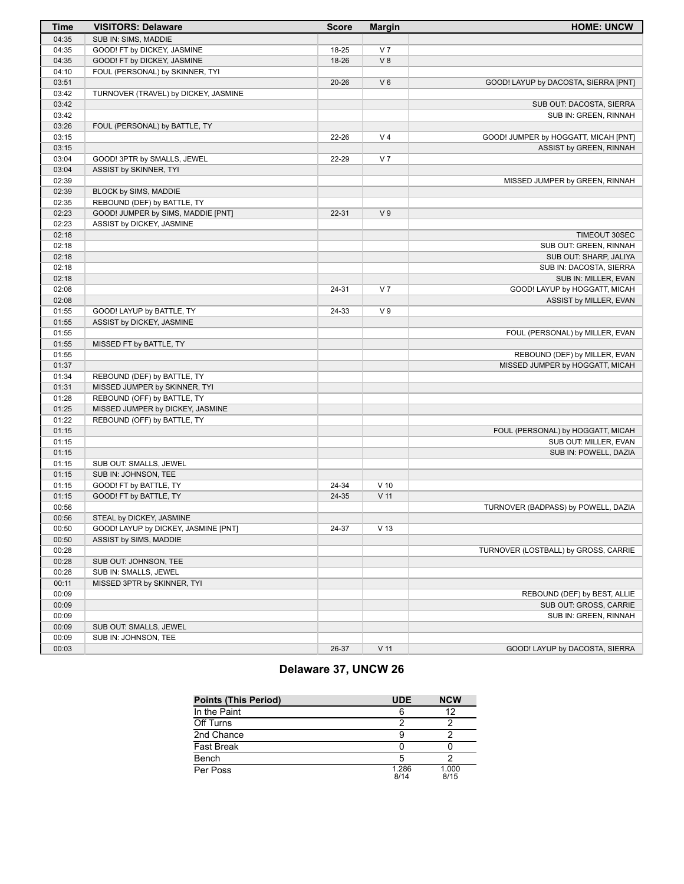| Time | VISITORS: Delaware | Score | Margin | HOME: UNCW |
| --- | --- | --- | --- | --- |
| 04:35 | SUB IN: SIMS, MADDIE | | | |
| 04:35 | GOOD! FT by DICKEY, JASMINE | 18-25 | V 7 | |
| 04:35 | GOOD! FT by DICKEY, JASMINE | 18-26 | V 8 | |
| 04:10 | FOUL (PERSONAL) by SKINNER, TYI | | | |
| 03:51 | | 20-26 | V 6 | GOOD! LAYUP by DACOSTA, SIERRA [PNT] |
| 03:42 | TURNOVER (TRAVEL) by DICKEY, JASMINE | | | |
| 03:42 | | | | SUB OUT: DACOSTA, SIERRA |
| 03:42 | | | | SUB IN: GREEN, RINNAH |
| 03:26 | FOUL (PERSONAL) by BATTLE, TY | | | |
| 03:15 | | 22-26 | V 4 | GOOD! JUMPER by HOGGATT, MICAH [PNT] |
| 03:15 | | | | ASSIST by GREEN, RINNAH |
| 03:04 | GOOD! 3PTR by SMALLS, JEWEL | 22-29 | V 7 | |
| 03:04 | ASSIST by SKINNER, TYI | | | |
| 02:39 | | | | MISSED JUMPER by GREEN, RINNAH |
| 02:39 | BLOCK by SIMS, MADDIE | | | |
| 02:35 | REBOUND (DEF) by BATTLE, TY | | | |
| 02:23 | GOOD! JUMPER by SIMS, MADDIE [PNT] | 22-31 | V 9 | |
| 02:23 | ASSIST by DICKEY, JASMINE | | | |
| 02:18 | | | | TIMEOUT 30SEC |
| 02:18 | | | | SUB OUT: GREEN, RINNAH |
| 02:18 | | | | SUB OUT: SHARP, JALIYA |
| 02:18 | | | | SUB IN: DACOSTA, SIERRA |
| 02:18 | | | | SUB IN: MILLER, EVAN |
| 02:08 | | 24-31 | V 7 | GOOD! LAYUP by HOGGATT, MICAH |
| 02:08 | | | | ASSIST by MILLER, EVAN |
| 01:55 | GOOD! LAYUP by BATTLE, TY | 24-33 | V 9 | |
| 01:55 | ASSIST by DICKEY, JASMINE | | | |
| 01:55 | | | | FOUL (PERSONAL) by MILLER, EVAN |
| 01:55 | MISSED FT by BATTLE, TY | | | |
| 01:55 | | | | REBOUND (DEF) by MILLER, EVAN |
| 01:37 | | | | MISSED JUMPER by HOGGATT, MICAH |
| 01:34 | REBOUND (DEF) by BATTLE, TY | | | |
| 01:31 | MISSED JUMPER by SKINNER, TYI | | | |
| 01:28 | REBOUND (OFF) by BATTLE, TY | | | |
| 01:25 | MISSED JUMPER by DICKEY, JASMINE | | | |
| 01:22 | REBOUND (OFF) by BATTLE, TY | | | |
| 01:15 | | | | FOUL (PERSONAL) by HOGGATT, MICAH |
| 01:15 | | | | SUB OUT: MILLER, EVAN |
| 01:15 | | | | SUB IN: POWELL, DAZIA |
| 01:15 | SUB OUT: SMALLS, JEWEL | | | |
| 01:15 | SUB IN: JOHNSON, TEE | | | |
| 01:15 | GOOD! FT by BATTLE, TY | 24-34 | V 10 | |
| 01:15 | GOOD! FT by BATTLE, TY | 24-35 | V 11 | |
| 00:56 | | | | TURNOVER (BADPASS) by POWELL, DAZIA |
| 00:56 | STEAL by DICKEY, JASMINE | | | |
| 00:50 | GOOD! LAYUP by DICKEY, JASMINE [PNT] | 24-37 | V 13 | |
| 00:50 | ASSIST by SIMS, MADDIE | | | |
| 00:28 | | | | TURNOVER (LOSTBALL) by GROSS, CARRIE |
| 00:28 | SUB OUT: JOHNSON, TEE | | | |
| 00:28 | SUB IN: SMALLS, JEWEL | | | |
| 00:11 | MISSED 3PTR by SKINNER, TYI | | | |
| 00:09 | | | | REBOUND (DEF) by BEST, ALLIE |
| 00:09 | | | | SUB OUT: GROSS, CARRIE |
| 00:09 | | | | SUB IN: GREEN, RINNAH |
| 00:09 | SUB OUT: SMALLS, JEWEL | | | |
| 00:09 | SUB IN: JOHNSON, TEE | | | |
| 00:03 | | 26-37 | V 11 | GOOD! LAYUP by DACOSTA, SIERRA |

## Delaware 37, UNCW 26

| Points (This Period) | UDE | NCW |
| --- | --- | --- |
| In the Paint | 6 | 12 |
| Off Turns | 2 | 2 |
| 2nd Chance | 9 | 2 |
| Fast Break | 0 | 0 |
| Bench | 5 | 2 |
| Per Poss | 1.286 8/14 | 1.000 8/15 |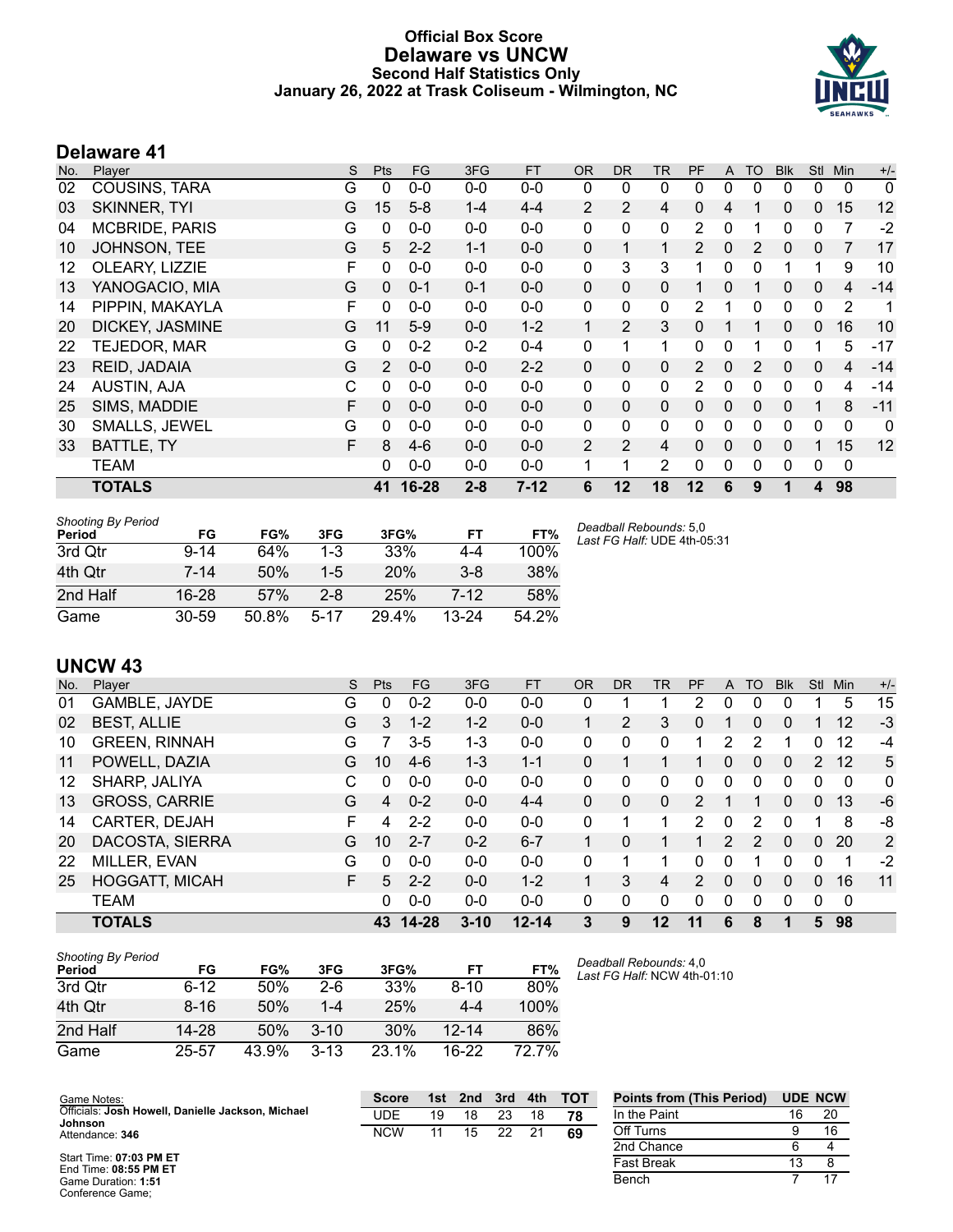# Official Box Score
## Delaware vs UNCW
### Second Half Statistics Only
### January 26, 2022 at Trask Coliseum - Wilmington, NC

## Delaware 41

| No. | Player | S | Pts | FG | 3FG | FT | OR | DR | TR | PF | A | TO | Blk | Stl | Min | +/- |
|---|---|---|---|---|---|---|---|---|---|---|---|---|---|---|---|---|
| 02 | COUSINS, TARA | G | 0 | 0-0 | 0-0 | 0-0 | 0 | 0 | 0 | 0 | 0 | 0 | 0 | 0 | 0 | 0 |
| 03 | SKINNER, TYI | G | 15 | 5-8 | 1-4 | 4-4 | 2 | 2 | 4 | 0 | 4 | 1 | 0 | 0 | 15 | 12 |
| 04 | MCBRIDE, PARIS | G | 0 | 0-0 | 0-0 | 0-0 | 0 | 0 | 0 | 2 | 0 | 1 | 0 | 0 | 7 | -2 |
| 10 | JOHNSON, TEE | G | 5 | 2-2 | 1-1 | 0-0 | 0 | 1 | 1 | 2 | 0 | 2 | 0 | 0 | 7 | 17 |
| 12 | OLEARY, LIZZIE | F | 0 | 0-0 | 0-0 | 0-0 | 0 | 3 | 3 | 1 | 0 | 0 | 1 | 1 | 9 | 10 |
| 13 | YANOGACIO, MIA | G | 0 | 0-1 | 0-1 | 0-0 | 0 | 0 | 0 | 1 | 0 | 1 | 0 | 0 | 4 | -14 |
| 14 | PIPPIN, MAKAYLA | F | 0 | 0-0 | 0-0 | 0-0 | 0 | 0 | 0 | 2 | 1 | 0 | 0 | 0 | 2 | 1 |
| 20 | DICKEY, JASMINE | G | 11 | 5-9 | 0-0 | 1-2 | 1 | 2 | 3 | 0 | 1 | 1 | 0 | 0 | 16 | 10 |
| 22 | TEJEDOR, MAR | G | 0 | 0-2 | 0-2 | 0-4 | 0 | 1 | 1 | 0 | 0 | 1 | 0 | 1 | 5 | -17 |
| 23 | REID, JADAIA | G | 2 | 0-0 | 0-0 | 2-2 | 0 | 0 | 0 | 2 | 0 | 2 | 0 | 0 | 4 | -14 |
| 24 | AUSTIN, AJA | C | 0 | 0-0 | 0-0 | 0-0 | 0 | 0 | 0 | 2 | 0 | 0 | 0 | 0 | 4 | -14 |
| 25 | SIMS, MADDIE | F | 0 | 0-0 | 0-0 | 0-0 | 0 | 0 | 0 | 0 | 0 | 0 | 0 | 1 | 8 | -11 |
| 30 | SMALLS, JEWEL | G | 0 | 0-0 | 0-0 | 0-0 | 0 | 0 | 0 | 0 | 0 | 0 | 0 | 0 | 0 | 0 |
| 33 | BATTLE, TY | F | 8 | 4-6 | 0-0 | 0-0 | 2 | 2 | 4 | 0 | 0 | 0 | 0 | 1 | 15 | 12 |
| | TEAM | | 0 | 0-0 | 0-0 | 0-0 | 1 | 1 | 2 | 0 | 0 | 0 | 0 | 0 | 0 | |
| | **TOTALS** | | **41** | **16-28** | **2-8** | **7-12** | **6** | **12** | **18** | **12** | **6** | **9** | **1** | **4** | **98** | |

*Shooting By Period*

| Period | FG | FG% | 3FG | 3FG% | FT | FT% |
|---|---|---|---|---|---|---|
| 3rd Qtr | 9-14 | 64% | 1-3 | 33% | 4-4 | 100% |
| 4th Qtr | 7-14 | 50% | 1-5 | 20% | 3-8 | 38% |
| 2nd Half | 16-28 | 57% | 2-8 | 25% | 7-12 | 58% |
| Game | 30-59 | 50.8% | 5-17 | 29.4% | 13-24 | 54.2% |

*Deadball Rebounds:* 5,0
*Last FG Half:* UDE 4th-05:31

## UNCW 43

| No. | Player | S | Pts | FG | 3FG | FT | OR | DR | TR | PF | A | TO | Blk | Stl | Min | +/- |
|---|---|---|---|---|---|---|---|---|---|---|---|---|---|---|---|---|
| 01 | GAMBLE, JAYDE | G | 0 | 0-2 | 0-0 | 0-0 | 0 | 1 | 1 | 2 | 0 | 0 | 0 | 1 | 5 | 15 |
| 02 | BEST, ALLIE | G | 3 | 1-2 | 1-2 | 0-0 | 1 | 2 | 3 | 0 | 1 | 0 | 0 | 1 | 12 | -3 |
| 10 | GREEN, RINNAH | G | 7 | 3-5 | 1-3 | 0-0 | 0 | 0 | 0 | 1 | 2 | 2 | 1 | 0 | 12 | -4 |
| 11 | POWELL, DAZIA | G | 10 | 4-6 | 1-3 | 1-1 | 0 | 1 | 1 | 1 | 0 | 0 | 0 | 2 | 12 | 5 |
| 12 | SHARP, JALIYA | C | 0 | 0-0 | 0-0 | 0-0 | 0 | 0 | 0 | 0 | 0 | 0 | 0 | 0 | 0 | 0 |
| 13 | GROSS, CARRIE | G | 4 | 0-2 | 0-0 | 4-4 | 0 | 0 | 0 | 2 | 1 | 1 | 0 | 0 | 13 | -6 |
| 14 | CARTER, DEJAH | F | 4 | 2-2 | 0-0 | 0-0 | 0 | 1 | 1 | 2 | 0 | 2 | 0 | 1 | 8 | -8 |
| 20 | DACOSTA, SIERRA | G | 10 | 2-7 | 0-2 | 6-7 | 1 | 0 | 1 | 1 | 2 | 2 | 0 | 0 | 20 | 2 |
| 22 | MILLER, EVAN | G | 0 | 0-0 | 0-0 | 0-0 | 0 | 1 | 1 | 0 | 0 | 1 | 0 | 0 | 1 | -2 |
| 25 | HOGGATT, MICAH | F | 5 | 2-2 | 0-0 | 1-2 | 1 | 3 | 4 | 2 | 0 | 0 | 0 | 0 | 16 | 11 |
| | TEAM | | 0 | 0-0 | 0-0 | 0-0 | 0 | 0 | 0 | 0 | 0 | 0 | 0 | 0 | 0 | |
| | **TOTALS** | | **43** | **14-28** | **3-10** | **12-14** | **3** | **9** | **12** | **11** | **6** | **8** | **1** | **5** | **98** | |

*Shooting By Period*

| Period | FG | FG% | 3FG | 3FG% | FT | FT% |
|---|---|---|---|---|---|---|
| 3rd Qtr | 6-12 | 50% | 2-6 | 33% | 8-10 | 80% |
| 4th Qtr | 8-16 | 50% | 1-4 | 25% | 4-4 | 100% |
| 2nd Half | 14-28 | 50% | 3-10 | 30% | 12-14 | 86% |
| Game | 25-57 | 43.9% | 3-13 | 23.1% | 16-22 | 72.7% |

*Deadball Rebounds:* 4,0
*Last FG Half:* NCW 4th-01:10

Game Notes:
Officials: **Josh Howell, Danielle Jackson, Michael Johnson**
Attendance: **346**

Start Time: **07:03 PM ET**
End Time: **08:55 PM ET**
Game Duration: **1:51**
Conference Game;

| Score | 1st | 2nd | 3rd | 4th | TOT |
|---|---|---|---|---|---|
| UDE | 19 | 18 | 23 | 18 | **78** |
| NCW | 11 | 15 | 22 | 21 | **69** |

| Points from (This Period) | UDE | NCW |
|---|---|---|
| In the Paint | 16 | 20 |
| Off Turns | 9 | 16 |
| 2nd Chance | 6 | 4 |
| Fast Break | 13 | 8 |
| Bench | 7 | 17 |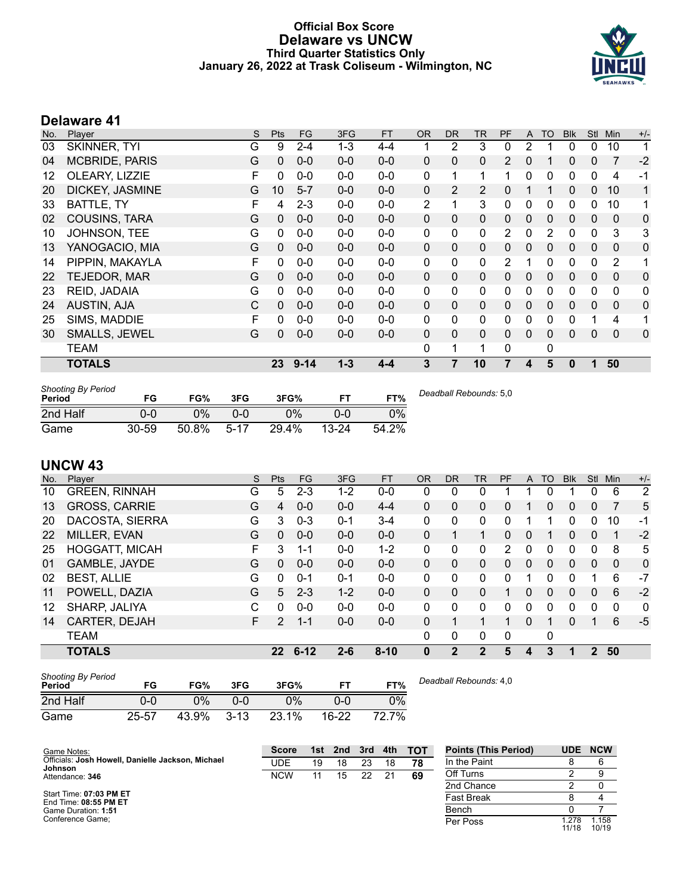# Official Box Score
## Delaware vs UNCW
### Third Quarter Statistics Only
### January 26, 2022 at Trask Coliseum - Wilmington, NC

## Delaware 41

| No. | Player | S | Pts | FG | 3FG | FT | OR | DR | TR | PF | A | TO | Blk | Stl | Min | +/- |
|---|---|---|---|---|---|---|---|---|---|---|---|---|---|---|---|---|
| 03 | SKINNER, TYI | G | 9 | 2-4 | 1-3 | 4-4 | 1 | 2 | 3 | 0 | 2 | 1 | 0 | 0 | 10 | 1 |
| 04 | MCBRIDE, PARIS | G | 0 | 0-0 | 0-0 | 0-0 | 0 | 0 | 0 | 2 | 0 | 1 | 0 | 0 | 7 | -2 |
| 12 | OLEARY, LIZZIE | F | 0 | 0-0 | 0-0 | 0-0 | 0 | 1 | 1 | 1 | 0 | 0 | 0 | 0 | 4 | -1 |
| 20 | DICKEY, JASMINE | G | 10 | 5-7 | 0-0 | 0-0 | 0 | 2 | 2 | 0 | 1 | 1 | 0 | 0 | 10 | 1 |
| 33 | BATTLE, TY | F | 4 | 2-3 | 0-0 | 0-0 | 2 | 1 | 3 | 0 | 0 | 0 | 0 | 0 | 10 | 1 |
| 02 | COUSINS, TARA | G | 0 | 0-0 | 0-0 | 0-0 | 0 | 0 | 0 | 0 | 0 | 0 | 0 | 0 | 0 | 0 |
| 10 | JOHNSON, TEE | G | 0 | 0-0 | 0-0 | 0-0 | 0 | 0 | 0 | 2 | 0 | 2 | 0 | 0 | 3 | 3 |
| 13 | YANOGACIO, MIA | G | 0 | 0-0 | 0-0 | 0-0 | 0 | 0 | 0 | 0 | 0 | 0 | 0 | 0 | 0 | 0 |
| 14 | PIPPIN, MAKAYLA | F | 0 | 0-0 | 0-0 | 0-0 | 0 | 0 | 0 | 2 | 1 | 0 | 0 | 0 | 2 | 1 |
| 22 | TEJEDOR, MAR | G | 0 | 0-0 | 0-0 | 0-0 | 0 | 0 | 0 | 0 | 0 | 0 | 0 | 0 | 0 | 0 |
| 23 | REID, JADAIA | G | 0 | 0-0 | 0-0 | 0-0 | 0 | 0 | 0 | 0 | 0 | 0 | 0 | 0 | 0 | 0 |
| 24 | AUSTIN, AJA | C | 0 | 0-0 | 0-0 | 0-0 | 0 | 0 | 0 | 0 | 0 | 0 | 0 | 0 | 0 | 0 |
| 25 | SIMS, MADDIE | F | 0 | 0-0 | 0-0 | 0-0 | 0 | 0 | 0 | 0 | 0 | 0 | 0 | 1 | 4 | 1 |
| 30 | SMALLS, JEWEL | G | 0 | 0-0 | 0-0 | 0-0 | 0 | 0 | 0 | 0 | 0 | 0 | 0 | 0 | 0 | 0 |
| | TEAM | | | | | | 0 | 1 | 1 | 0 | | 0 | | | | |
| | **TOTALS** | | **23** | **9-14** | **1-3** | **4-4** | **3** | **7** | **10** | **7** | **4** | **5** | **0** | **1** | **50** | |

*Shooting By Period*

| Period | FG | FG% | 3FG | 3FG% | FT | FT% |
|---|---|---|---|---|---|---|
| 2nd Half | 0-0 | 0% | 0-0 | 0% | 0-0 | 0% |
| Game | 30-59 | 50.8% | 5-17 | 29.4% | 13-24 | 54.2% |

*Deadball Rebounds:* 5,0

## UNCW 43

| No. | Player | S | Pts | FG | 3FG | FT | OR | DR | TR | PF | A | TO | Blk | Stl | Min | +/- |
|---|---|---|---|---|---|---|---|---|---|---|---|---|---|---|---|---|
| 10 | GREEN, RINNAH | G | 5 | 2-3 | 1-2 | 0-0 | 0 | 0 | 0 | 1 | 1 | 0 | 1 | 0 | 6 | 2 |
| 13 | GROSS, CARRIE | G | 4 | 0-0 | 0-0 | 4-4 | 0 | 0 | 0 | 0 | 1 | 0 | 0 | 0 | 7 | 5 |
| 20 | DACOSTA, SIERRA | G | 3 | 0-3 | 0-1 | 3-4 | 0 | 0 | 0 | 0 | 1 | 1 | 0 | 0 | 10 | -1 |
| 22 | MILLER, EVAN | G | 0 | 0-0 | 0-0 | 0-0 | 0 | 1 | 1 | 0 | 0 | 1 | 0 | 0 | 1 | -2 |
| 25 | HOGGATT, MICAH | F | 3 | 1-1 | 0-0 | 1-2 | 0 | 0 | 0 | 2 | 0 | 0 | 0 | 0 | 8 | 5 |
| 01 | GAMBLE, JAYDE | G | 0 | 0-0 | 0-0 | 0-0 | 0 | 0 | 0 | 0 | 0 | 0 | 0 | 0 | 0 | 0 |
| 02 | BEST, ALLIE | G | 0 | 0-1 | 0-1 | 0-0 | 0 | 0 | 0 | 0 | 1 | 0 | 0 | 1 | 6 | -7 |
| 11 | POWELL, DAZIA | G | 5 | 2-3 | 1-2 | 0-0 | 0 | 0 | 0 | 1 | 0 | 0 | 0 | 0 | 6 | -2 |
| 12 | SHARP, JALIYA | C | 0 | 0-0 | 0-0 | 0-0 | 0 | 0 | 0 | 0 | 0 | 0 | 0 | 0 | 0 | 0 |
| 14 | CARTER, DEJAH | F | 2 | 1-1 | 0-0 | 0-0 | 0 | 1 | 1 | 1 | 0 | 1 | 0 | 1 | 6 | -5 |
| | TEAM | | | | | | 0 | 0 | 0 | 0 | | 0 | | | | |
| | **TOTALS** | | **22** | **6-12** | **2-6** | **8-10** | **0** | **2** | **2** | **5** | **4** | **3** | **1** | **2** | **50** | |

*Shooting By Period*

| Period | FG | FG% | 3FG | 3FG% | FT | FT% |
|---|---|---|---|---|---|---|
| 2nd Half | 0-0 | 0% | 0-0 | 0% | 0-0 | 0% |
| Game | 25-57 | 43.9% | 3-13 | 23.1% | 16-22 | 72.7% |

*Deadball Rebounds:* 4,0

Game Notes:
Officials: **Josh Howell, Danielle Jackson, Michael Johnson**
Attendance: **346**

Start Time: **07:03 PM ET**
End Time: **08:55 PM ET**
Game Duration: **1:51**
Conference Game;

| Score | 1st | 2nd | 3rd | 4th | TOT |
|---|---|---|---|---|---|
| UDE | 19 | 18 | 23 | 18 | **78** |
| NCW | 11 | 15 | 22 | 21 | **69** |

| Points (This Period) | UDE | NCW |
|---|---|---|
| In the Paint | 8 | 6 |
| Off Turns | 2 | 9 |
| 2nd Chance | 2 | 0 |
| Fast Break | 8 | 4 |
| Bench | 0 | 7 |
| Per Poss | 1.278 11/18 | 1.158 10/19 |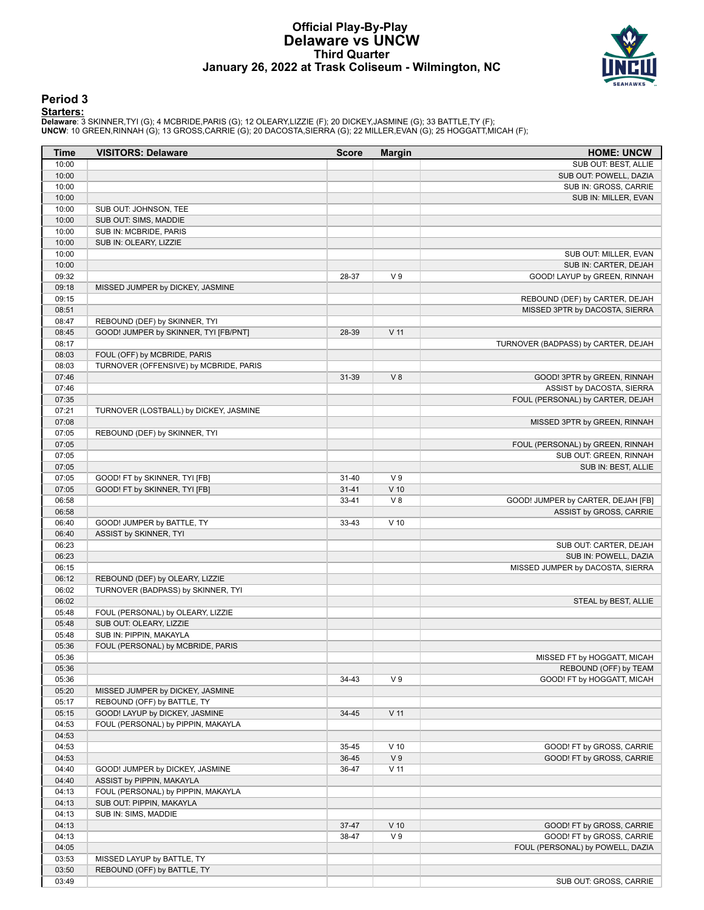# Official Play-By-Play
# Delaware vs UNCW
## Third Quarter
### January 26, 2022 at Trask Coliseum - Wilmington, NC

## Period 3

**Starters:**

**Delaware**: 3 SKINNER,TYI (G); 4 MCBRIDE,PARIS (G); 12 OLEARY,LIZZIE (F); 20 DICKEY,JASMINE (G); 33 BATTLE,TY (F);
**UNCW**: 10 GREEN,RINNAH (G); 13 GROSS,CARRIE (G); 20 DACOSTA,SIERRA (G); 22 MILLER,EVAN (G); 25 HOGGATT,MICAH (F);

| Time | VISITORS: Delaware | Score | Margin | HOME: UNCW |
|---|---|---|---|---|
| 10:00 | | | | SUB OUT: BEST, ALLIE |
| 10:00 | | | | SUB OUT: POWELL, DAZIA |
| 10:00 | | | | SUB IN: GROSS, CARRIE |
| 10:00 | | | | SUB IN: MILLER, EVAN |
| 10:00 | SUB OUT: JOHNSON, TEE | | | |
| 10:00 | SUB OUT: SIMS, MADDIE | | | |
| 10:00 | SUB IN: MCBRIDE, PARIS | | | |
| 10:00 | SUB IN: OLEARY, LIZZIE | | | |
| 10:00 | | | | SUB OUT: MILLER, EVAN |
| 10:00 | | | | SUB IN: CARTER, DEJAH |
| 09:32 | | 28-37 | V 9 | GOOD! LAYUP by GREEN, RINNAH |
| 09:18 | MISSED JUMPER by DICKEY, JASMINE | | | |
| 09:15 | | | | REBOUND (DEF) by CARTER, DEJAH |
| 08:51 | | | | MISSED 3PTR by DACOSTA, SIERRA |
| 08:47 | REBOUND (DEF) by SKINNER, TYI | | | |
| 08:45 | GOOD! JUMPER by SKINNER, TYI [FB/PNT] | 28-39 | V 11 | |
| 08:17 | | | | TURNOVER (BADPASS) by CARTER, DEJAH |
| 08:03 | FOUL (OFF) by MCBRIDE, PARIS | | | |
| 08:03 | TURNOVER (OFFENSIVE) by MCBRIDE, PARIS | | | |
| 07:46 | | 31-39 | V 8 | GOOD! 3PTR by GREEN, RINNAH |
| 07:46 | | | | ASSIST by DACOSTA, SIERRA |
| 07:35 | | | | FOUL (PERSONAL) by CARTER, DEJAH |
| 07:21 | TURNOVER (LOSTBALL) by DICKEY, JASMINE | | | |
| 07:08 | | | | MISSED 3PTR by GREEN, RINNAH |
| 07:05 | REBOUND (DEF) by SKINNER, TYI | | | |
| 07:05 | | | | FOUL (PERSONAL) by GREEN, RINNAH |
| 07:05 | | | | SUB OUT: GREEN, RINNAH |
| 07:05 | | | | SUB IN: BEST, ALLIE |
| 07:05 | GOOD! FT by SKINNER, TYI [FB] | 31-40 | V 9 | |
| 07:05 | GOOD! FT by SKINNER, TYI [FB] | 31-41 | V 10 | |
| 06:58 | | 33-41 | V 8 | GOOD! JUMPER by CARTER, DEJAH [FB] |
| 06:58 | | | | ASSIST by GROSS, CARRIE |
| 06:40 | GOOD! JUMPER by BATTLE, TY | 33-43 | V 10 | |
| 06:40 | ASSIST by SKINNER, TYI | | | |
| 06:23 | | | | SUB OUT: CARTER, DEJAH |
| 06:23 | | | | SUB IN: POWELL, DAZIA |
| 06:15 | | | | MISSED JUMPER by DACOSTA, SIERRA |
| 06:12 | REBOUND (DEF) by OLEARY, LIZZIE | | | |
| 06:02 | TURNOVER (BADPASS) by SKINNER, TYI | | | |
| 06:02 | | | | STEAL by BEST, ALLIE |
| 05:48 | FOUL (PERSONAL) by OLEARY, LIZZIE | | | |
| 05:48 | SUB OUT: OLEARY, LIZZIE | | | |
| 05:48 | SUB IN: PIPPIN, MAKAYLA | | | |
| 05:36 | FOUL (PERSONAL) by MCBRIDE, PARIS | | | |
| 05:36 | | | | MISSED FT by HOGGATT, MICAH |
| 05:36 | | | | REBOUND (OFF) by TEAM |
| 05:36 | | 34-43 | V 9 | GOOD! FT by HOGGATT, MICAH |
| 05:20 | MISSED JUMPER by DICKEY, JASMINE | | | |
| 05:17 | REBOUND (OFF) by BATTLE, TY | | | |
| 05:15 | GOOD! LAYUP by DICKEY, JASMINE | 34-45 | V 11 | |
| 04:53 | FOUL (PERSONAL) by PIPPIN, MAKAYLA | | | |
| 04:53 | | | | |
| 04:53 | | 35-45 | V 10 | GOOD! FT by GROSS, CARRIE |
| 04:53 | | 36-45 | V 9 | GOOD! FT by GROSS, CARRIE |
| 04:40 | GOOD! JUMPER by DICKEY, JASMINE | 36-47 | V 11 | |
| 04:40 | ASSIST by PIPPIN, MAKAYLA | | | |
| 04:13 | FOUL (PERSONAL) by PIPPIN, MAKAYLA | | | |
| 04:13 | SUB OUT: PIPPIN, MAKAYLA | | | |
| 04:13 | SUB IN: SIMS, MADDIE | | | |
| 04:13 | | 37-47 | V 10 | GOOD! FT by GROSS, CARRIE |
| 04:13 | | 38-47 | V 9 | GOOD! FT by GROSS, CARRIE |
| 04:05 | | | | FOUL (PERSONAL) by POWELL, DAZIA |
| 03:53 | MISSED LAYUP by BATTLE, TY | | | |
| 03:50 | REBOUND (OFF) by BATTLE, TY | | | |
| 03:49 | | | | SUB OUT: GROSS, CARRIE |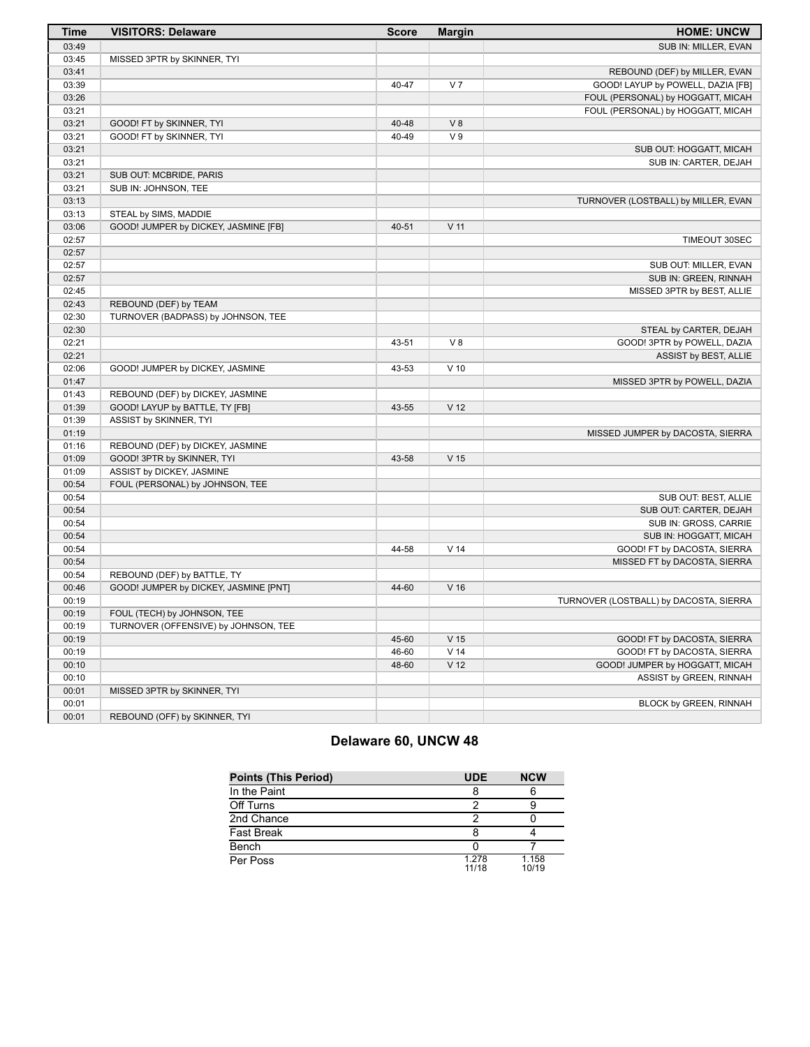| Time | VISITORS: Delaware | Score | Margin | HOME: UNCW |
|---|---|---|---|---|
| 03:49 | | | | SUB IN: MILLER, EVAN |
| 03:45 | MISSED 3PTR by SKINNER, TYI | | | |
| 03:41 | | | | REBOUND (DEF) by MILLER, EVAN |
| 03:39 | | 40-47 | V 7 | GOOD! LAYUP by POWELL, DAZIA [FB] |
| 03:26 | | | | FOUL (PERSONAL) by HOGGATT, MICAH |
| 03:21 | | | | FOUL (PERSONAL) by HOGGATT, MICAH |
| 03:21 | GOOD! FT by SKINNER, TYI | 40-48 | V 8 | |
| 03:21 | GOOD! FT by SKINNER, TYI | 40-49 | V 9 | |
| 03:21 | | | | SUB OUT: HOGGATT, MICAH |
| 03:21 | | | | SUB IN: CARTER, DEJAH |
| 03:21 | SUB OUT: MCBRIDE, PARIS | | | |
| 03:21 | SUB IN: JOHNSON, TEE | | | |
| 03:13 | | | | TURNOVER (LOSTBALL) by MILLER, EVAN |
| 03:13 | STEAL by SIMS, MADDIE | | | |
| 03:06 | GOOD! JUMPER by DICKEY, JASMINE [FB] | 40-51 | V 11 | |
| 02:57 | | | | TIMEOUT 30SEC |
| 02:57 | | | | |
| 02:57 | | | | SUB OUT: MILLER, EVAN |
| 02:57 | | | | SUB IN: GREEN, RINNAH |
| 02:45 | | | | MISSED 3PTR by BEST, ALLIE |
| 02:43 | REBOUND (DEF) by TEAM | | | |
| 02:30 | TURNOVER (BADPASS) by JOHNSON, TEE | | | |
| 02:30 | | | | STEAL by CARTER, DEJAH |
| 02:21 | | 43-51 | V 8 | GOOD! 3PTR by POWELL, DAZIA |
| 02:21 | | | | ASSIST by BEST, ALLIE |
| 02:06 | GOOD! JUMPER by DICKEY, JASMINE | 43-53 | V 10 | |
| 01:47 | | | | MISSED 3PTR by POWELL, DAZIA |
| 01:43 | REBOUND (DEF) by DICKEY, JASMINE | | | |
| 01:39 | GOOD! LAYUP by BATTLE, TY [FB] | 43-55 | V 12 | |
| 01:39 | ASSIST by SKINNER, TYI | | | |
| 01:19 | | | | MISSED JUMPER by DACOSTA, SIERRA |
| 01:16 | REBOUND (DEF) by DICKEY, JASMINE | | | |
| 01:09 | GOOD! 3PTR by SKINNER, TYI | 43-58 | V 15 | |
| 01:09 | ASSIST by DICKEY, JASMINE | | | |
| 00:54 | FOUL (PERSONAL) by JOHNSON, TEE | | | |
| 00:54 | | | | SUB OUT: BEST, ALLIE |
| 00:54 | | | | SUB OUT: CARTER, DEJAH |
| 00:54 | | | | SUB IN: GROSS, CARRIE |
| 00:54 | | | | SUB IN: HOGGATT, MICAH |
| 00:54 | | 44-58 | V 14 | GOOD! FT by DACOSTA, SIERRA |
| 00:54 | | | | MISSED FT by DACOSTA, SIERRA |
| 00:54 | REBOUND (DEF) by BATTLE, TY | | | |
| 00:46 | GOOD! JUMPER by DICKEY, JASMINE [PNT] | 44-60 | V 16 | |
| 00:19 | | | | TURNOVER (LOSTBALL) by DACOSTA, SIERRA |
| 00:19 | FOUL (TECH) by JOHNSON, TEE | | | |
| 00:19 | TURNOVER (OFFENSIVE) by JOHNSON, TEE | | | |
| 00:19 | | 45-60 | V 15 | GOOD! FT by DACOSTA, SIERRA |
| 00:19 | | 46-60 | V 14 | GOOD! FT by DACOSTA, SIERRA |
| 00:10 | | 48-60 | V 12 | GOOD! JUMPER by HOGGATT, MICAH |
| 00:10 | | | | ASSIST by GREEN, RINNAH |
| 00:01 | MISSED 3PTR by SKINNER, TYI | | | |
| 00:01 | | | | BLOCK by GREEN, RINNAH |
| 00:01 | REBOUND (OFF) by SKINNER, TYI | | | |

## Delaware 60, UNCW 48

| Points (This Period) | UDE | NCW |
|---|---|---|
| In the Paint | 8 | 6 |
| Off Turns | 2 | 9 |
| 2nd Chance | 2 | 0 |
| Fast Break | 8 | 4 |
| Bench | 0 | 7 |
| Per Poss | 1.278 11/18 | 1.158 10/19 |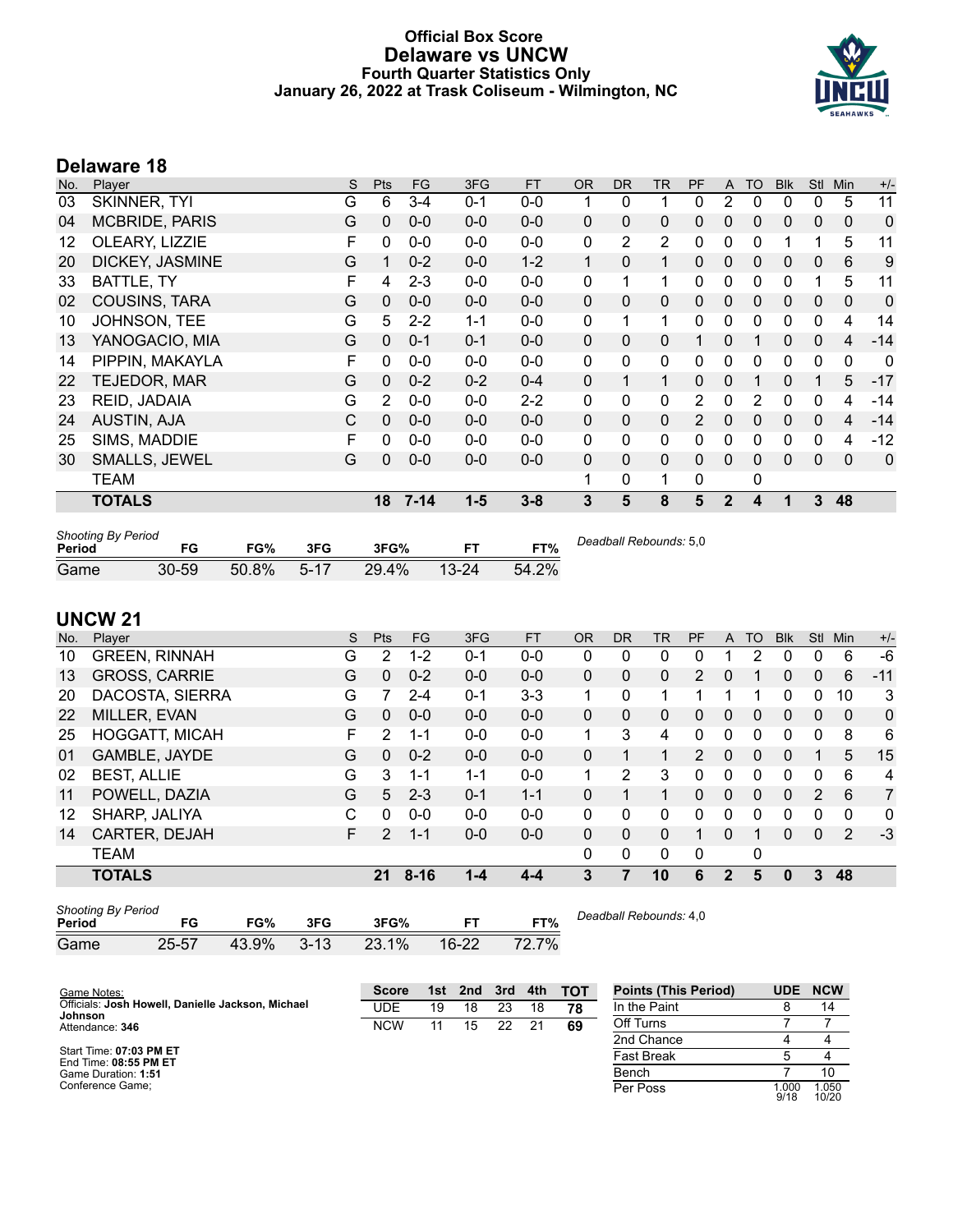# Official Box Score
## Delaware vs UNCW
### Fourth Quarter Statistics Only
### January 26, 2022 at Trask Coliseum - Wilmington, NC

## Delaware 18

| No. | Player | S | Pts | FG | 3FG | FT | OR | DR | TR | PF | A | TO | Blk | Stl | Min | +/- |
|---|---|---|---|---|---|---|---|---|---|---|---|---|---|---|---|---|
| 03 | SKINNER, TYI | G | 6 | 3-4 | 0-1 | 0-0 | 1 | 0 | 1 | 0 | 2 | 0 | 0 | 0 | 5 | 11 |
| 04 | MCBRIDE, PARIS | G | 0 | 0-0 | 0-0 | 0-0 | 0 | 0 | 0 | 0 | 0 | 0 | 0 | 0 | 0 | 0 |
| 12 | OLEARY, LIZZIE | F | 0 | 0-0 | 0-0 | 0-0 | 0 | 2 | 2 | 0 | 0 | 0 | 1 | 1 | 5 | 11 |
| 20 | DICKEY, JASMINE | G | 1 | 0-2 | 0-0 | 1-2 | 1 | 0 | 1 | 0 | 0 | 0 | 0 | 0 | 6 | 9 |
| 33 | BATTLE, TY | F | 4 | 2-3 | 0-0 | 0-0 | 0 | 1 | 1 | 0 | 0 | 0 | 0 | 1 | 5 | 11 |
| 02 | COUSINS, TARA | G | 0 | 0-0 | 0-0 | 0-0 | 0 | 0 | 0 | 0 | 0 | 0 | 0 | 0 | 0 | 0 |
| 10 | JOHNSON, TEE | G | 5 | 2-2 | 1-1 | 0-0 | 0 | 1 | 1 | 0 | 0 | 0 | 0 | 0 | 4 | 14 |
| 13 | YANOGACIO, MIA | G | 0 | 0-1 | 0-1 | 0-0 | 0 | 0 | 0 | 1 | 0 | 1 | 0 | 0 | 4 | -14 |
| 14 | PIPPIN, MAKAYLA | F | 0 | 0-0 | 0-0 | 0-0 | 0 | 0 | 0 | 0 | 0 | 0 | 0 | 0 | 0 | 0 |
| 22 | TEJEDOR, MAR | G | 0 | 0-2 | 0-2 | 0-4 | 0 | 1 | 1 | 0 | 0 | 1 | 0 | 1 | 5 | -17 |
| 23 | REID, JADAIA | G | 2 | 0-0 | 0-0 | 2-2 | 0 | 0 | 0 | 2 | 0 | 2 | 0 | 0 | 4 | -14 |
| 24 | AUSTIN, AJA | C | 0 | 0-0 | 0-0 | 0-0 | 0 | 0 | 0 | 2 | 0 | 0 | 0 | 0 | 4 | -14 |
| 25 | SIMS, MADDIE | F | 0 | 0-0 | 0-0 | 0-0 | 0 | 0 | 0 | 0 | 0 | 0 | 0 | 0 | 4 | -12 |
| 30 | SMALLS, JEWEL | G | 0 | 0-0 | 0-0 | 0-0 | 0 | 0 | 0 | 0 | 0 | 0 | 0 | 0 | 0 | 0 |
| | TEAM | | | | | | 1 | 0 | 1 | 0 | | 0 | | | | |
| | **TOTALS** | | **18** | **7-14** | **1-5** | **3-8** | **3** | **5** | **8** | **5** | **2** | **4** | **1** | **3** | **48** | |

*Shooting By Period*

| Period | FG | FG% | 3FG | 3FG% | FT | FT% |
|---|---|---|---|---|---|---|
| Game | 30-59 | 50.8% | 5-17 | 29.4% | 13-24 | 54.2% |

*Deadball Rebounds:* 5,0

## UNCW 21

| No. | Player | S | Pts | FG | 3FG | FT | OR | DR | TR | PF | A | TO | Blk | Stl | Min | +/- |
|---|---|---|---|---|---|---|---|---|---|---|---|---|---|---|---|---|
| 10 | GREEN, RINNAH | G | 2 | 1-2 | 0-1 | 0-0 | 0 | 0 | 0 | 0 | 1 | 2 | 0 | 0 | 6 | -6 |
| 13 | GROSS, CARRIE | G | 0 | 0-2 | 0-0 | 0-0 | 0 | 0 | 0 | 2 | 0 | 1 | 0 | 0 | 6 | -11 |
| 20 | DACOSTA, SIERRA | G | 7 | 2-4 | 0-1 | 3-3 | 1 | 0 | 1 | 1 | 1 | 1 | 0 | 0 | 10 | 3 |
| 22 | MILLER, EVAN | G | 0 | 0-0 | 0-0 | 0-0 | 0 | 0 | 0 | 0 | 0 | 0 | 0 | 0 | 0 | 0 |
| 25 | HOGGATT, MICAH | F | 2 | 1-1 | 0-0 | 0-0 | 1 | 3 | 4 | 0 | 0 | 0 | 0 | 0 | 8 | 6 |
| 01 | GAMBLE, JAYDE | G | 0 | 0-2 | 0-0 | 0-0 | 0 | 1 | 1 | 2 | 0 | 0 | 0 | 1 | 5 | 15 |
| 02 | BEST, ALLIE | G | 3 | 1-1 | 1-1 | 0-0 | 1 | 2 | 3 | 0 | 0 | 0 | 0 | 0 | 6 | 4 |
| 11 | POWELL, DAZIA | G | 5 | 2-3 | 0-1 | 1-1 | 0 | 1 | 1 | 0 | 0 | 0 | 0 | 2 | 6 | 7 |
| 12 | SHARP, JALIYA | C | 0 | 0-0 | 0-0 | 0-0 | 0 | 0 | 0 | 0 | 0 | 0 | 0 | 0 | 0 | 0 |
| 14 | CARTER, DEJAH | F | 2 | 1-1 | 0-0 | 0-0 | 0 | 0 | 0 | 1 | 0 | 1 | 0 | 0 | 2 | -3 |
| | TEAM | | | | | | 0 | 0 | 0 | 0 | | 0 | | | | |
| | **TOTALS** | | **21** | **8-16** | **1-4** | **4-4** | **3** | **7** | **10** | **6** | **2** | **5** | **0** | **3** | **48** | |

*Shooting By Period*

| Period | FG | FG% | 3FG | 3FG% | FT | FT% |
|---|---|---|---|---|---|---|
| Game | 25-57 | 43.9% | 3-13 | 23.1% | 16-22 | 72.7% |

*Deadball Rebounds:* 4,0

Game Notes:
Officials: **Josh Howell, Danielle Jackson, Michael Johnson**
Attendance: **346**

Start Time: **07:03 PM ET**
End Time: **08:55 PM ET**
Game Duration: **1:51**
Conference Game;

| Score | 1st | 2nd | 3rd | 4th | TOT |
|---|---|---|---|---|---|
| UDE | 19 | 18 | 23 | 18 | **78** |
| NCW | 11 | 15 | 22 | 21 | **69** |

| Points (This Period) | UDE | NCW |
|---|---|---|
| In the Paint | 8 | 14 |
| Off Turns | 7 | 7 |
| 2nd Chance | 4 | 4 |
| Fast Break | 5 | 4 |
| Bench | 7 | 10 |
| Per Poss | 1.000 9/18 | 1.050 10/20 |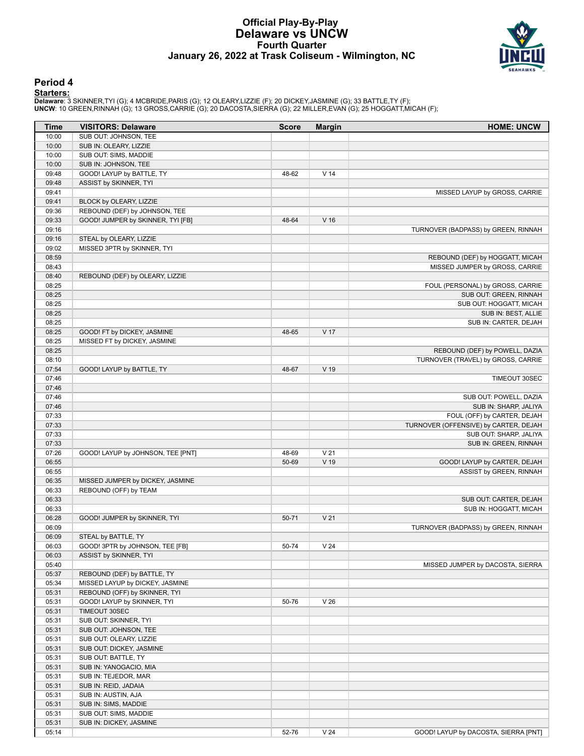# Official Play-By-Play
# Delaware vs UNCW
## Fourth Quarter
### January 26, 2022 at Trask Coliseum - Wilmington, NC

## Period 4

**Starters:**

**Delaware**: 3 SKINNER,TYI (G); 4 MCBRIDE,PARIS (G); 12 OLEARY,LIZZIE (F); 20 DICKEY,JASMINE (G); 33 BATTLE,TY (F);
**UNCW**: 10 GREEN,RINNAH (G); 13 GROSS,CARRIE (G); 20 DACOSTA,SIERRA (G); 22 MILLER,EVAN (G); 25 HOGGATT,MICAH (F);

| Time | VISITORS: Delaware | Score | Margin | HOME: UNCW |
|---|---|---|---|---|
| 10:00 | SUB OUT: JOHNSON, TEE | | | |
| 10:00 | SUB IN: OLEARY, LIZZIE | | | |
| 10:00 | SUB OUT: SIMS, MADDIE | | | |
| 10:00 | SUB IN: JOHNSON, TEE | | | |
| 09:48 | GOOD! LAYUP by BATTLE, TY | 48-62 | V 14 | |
| 09:48 | ASSIST by SKINNER, TYI | | | |
| 09:41 | | | | MISSED LAYUP by GROSS, CARRIE |
| 09:41 | BLOCK by OLEARY, LIZZIE | | | |
| 09:36 | REBOUND (DEF) by JOHNSON, TEE | | | |
| 09:33 | GOOD! JUMPER by SKINNER, TYI [FB] | 48-64 | V 16 | |
| 09:16 | | | | TURNOVER (BADPASS) by GREEN, RINNAH |
| 09:16 | STEAL by OLEARY, LIZZIE | | | |
| 09:02 | MISSED 3PTR by SKINNER, TYI | | | |
| 08:59 | | | | REBOUND (DEF) by HOGGATT, MICAH |
| 08:43 | | | | MISSED JUMPER by GROSS, CARRIE |
| 08:40 | REBOUND (DEF) by OLEARY, LIZZIE | | | |
| 08:25 | | | | FOUL (PERSONAL) by GROSS, CARRIE |
| 08:25 | | | | SUB OUT: GREEN, RINNAH |
| 08:25 | | | | SUB OUT: HOGGATT, MICAH |
| 08:25 | | | | SUB IN: BEST, ALLIE |
| 08:25 | | | | SUB IN: CARTER, DEJAH |
| 08:25 | GOOD! FT by DICKEY, JASMINE | 48-65 | V 17 | |
| 08:25 | MISSED FT by DICKEY, JASMINE | | | |
| 08:25 | | | | REBOUND (DEF) by POWELL, DAZIA |
| 08:10 | | | | TURNOVER (TRAVEL) by GROSS, CARRIE |
| 07:54 | GOOD! LAYUP by BATTLE, TY | 48-67 | V 19 | |
| 07:46 | | | | TIMEOUT 30SEC |
| 07:46 | | | | |
| 07:46 | | | | SUB OUT: POWELL, DAZIA |
| 07:46 | | | | SUB IN: SHARP, JALIYA |
| 07:33 | | | | FOUL (OFF) by CARTER, DEJAH |
| 07:33 | | | | TURNOVER (OFFENSIVE) by CARTER, DEJAH |
| 07:33 | | | | SUB OUT: SHARP, JALIYA |
| 07:33 | | | | SUB IN: GREEN, RINNAH |
| 07:26 | GOOD! LAYUP by JOHNSON, TEE [PNT] | 48-69 | V 21 | |
| 06:55 | | 50-69 | V 19 | GOOD! LAYUP by CARTER, DEJAH |
| 06:55 | | | | ASSIST by GREEN, RINNAH |
| 06:35 | MISSED JUMPER by DICKEY, JASMINE | | | |
| 06:33 | REBOUND (OFF) by TEAM | | | |
| 06:33 | | | | SUB OUT: CARTER, DEJAH |
| 06:33 | | | | SUB IN: HOGGATT, MICAH |
| 06:28 | GOOD! JUMPER by SKINNER, TYI | 50-71 | V 21 | |
| 06:09 | | | | TURNOVER (BADPASS) by GREEN, RINNAH |
| 06:09 | STEAL by BATTLE, TY | | | |
| 06:03 | GOOD! 3PTR by JOHNSON, TEE [FB] | 50-74 | V 24 | |
| 06:03 | ASSIST by SKINNER, TYI | | | |
| 05:40 | | | | MISSED JUMPER by DACOSTA, SIERRA |
| 05:37 | REBOUND (DEF) by BATTLE, TY | | | |
| 05:34 | MISSED LAYUP by DICKEY, JASMINE | | | |
| 05:31 | REBOUND (OFF) by SKINNER, TYI | | | |
| 05:31 | GOOD! LAYUP by SKINNER, TYI | 50-76 | V 26 | |
| 05:31 | TIMEOUT 30SEC | | | |
| 05:31 | SUB OUT: SKINNER, TYI | | | |
| 05:31 | SUB OUT: JOHNSON, TEE | | | |
| 05:31 | SUB OUT: OLEARY, LIZZIE | | | |
| 05:31 | SUB OUT: DICKEY, JASMINE | | | |
| 05:31 | SUB OUT: BATTLE, TY | | | |
| 05:31 | SUB IN: YANOGACIO, MIA | | | |
| 05:31 | SUB IN: TEJEDOR, MAR | | | |
| 05:31 | SUB IN: REID, JADAIA | | | |
| 05:31 | SUB IN: AUSTIN, AJA | | | |
| 05:31 | SUB IN: SIMS, MADDIE | | | |
| 05:31 | SUB OUT: SIMS, MADDIE | | | |
| 05:31 | SUB IN: DICKEY, JASMINE | | | |
| 05:14 | | 52-76 | V 24 | GOOD! LAYUP by DACOSTA, SIERRA [PNT] |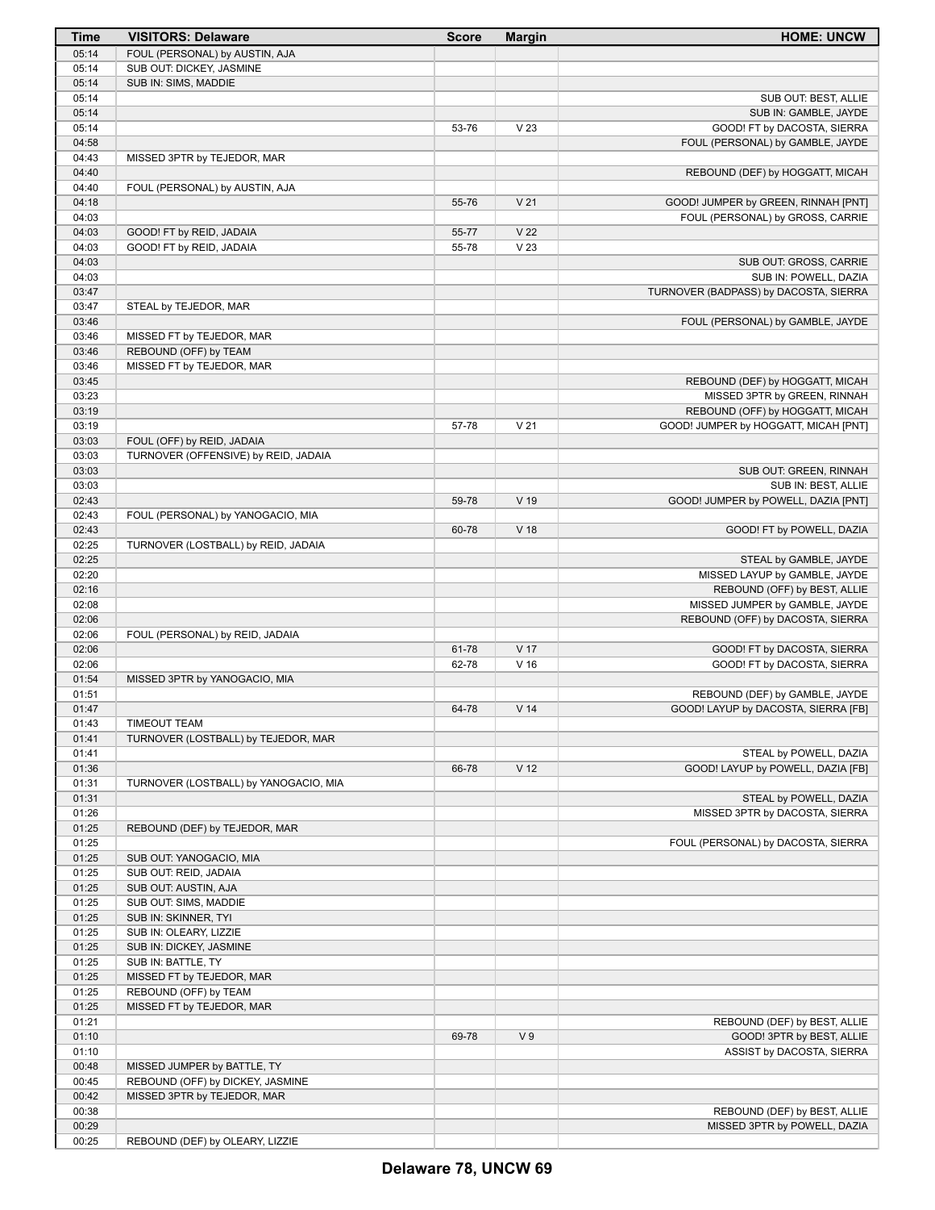| Time | VISITORS: Delaware | Score | Margin | HOME: UNCW |
| --- | --- | --- | --- | --- |
| 05:14 | FOUL (PERSONAL) by AUSTIN, AJA | | | |
| 05:14 | SUB OUT: DICKEY, JASMINE | | | |
| 05:14 | SUB IN: SIMS, MADDIE | | | |
| 05:14 | | | | SUB OUT: BEST, ALLIE |
| 05:14 | | | | SUB IN: GAMBLE, JAYDE |
| 05:14 | | 53-76 | V 23 | GOOD! FT by DACOSTA, SIERRA |
| 04:58 | | | | FOUL (PERSONAL) by GAMBLE, JAYDE |
| 04:43 | MISSED 3PTR by TEJEDOR, MAR | | | |
| 04:40 | | | | REBOUND (DEF) by HOGGATT, MICAH |
| 04:40 | FOUL (PERSONAL) by AUSTIN, AJA | | | |
| 04:18 | | 55-76 | V 21 | GOOD! JUMPER by GREEN, RINNAH [PNT] |
| 04:03 | | | | FOUL (PERSONAL) by GROSS, CARRIE |
| 04:03 | GOOD! FT by REID, JADAIA | 55-77 | V 22 | |
| 04:03 | GOOD! FT by REID, JADAIA | 55-78 | V 23 | |
| 04:03 | | | | SUB OUT: GROSS, CARRIE |
| 04:03 | | | | SUB IN: POWELL, DAZIA |
| 03:47 | | | | TURNOVER (BADPASS) by DACOSTA, SIERRA |
| 03:47 | STEAL by TEJEDOR, MAR | | | |
| 03:46 | | | | FOUL (PERSONAL) by GAMBLE, JAYDE |
| 03:46 | MISSED FT by TEJEDOR, MAR | | | |
| 03:46 | REBOUND (OFF) by TEAM | | | |
| 03:46 | MISSED FT by TEJEDOR, MAR | | | |
| 03:45 | | | | REBOUND (DEF) by HOGGATT, MICAH |
| 03:23 | | | | MISSED 3PTR by GREEN, RINNAH |
| 03:19 | | | | REBOUND (OFF) by HOGGATT, MICAH |
| 03:19 | | 57-78 | V 21 | GOOD! JUMPER by HOGGATT, MICAH [PNT] |
| 03:03 | FOUL (OFF) by REID, JADAIA | | | |
| 03:03 | TURNOVER (OFFENSIVE) by REID, JADAIA | | | |
| 03:03 | | | | SUB OUT: GREEN, RINNAH |
| 03:03 | | | | SUB IN: BEST, ALLIE |
| 02:43 | | 59-78 | V 19 | GOOD! JUMPER by POWELL, DAZIA [PNT] |
| 02:43 | FOUL (PERSONAL) by YANOGACIO, MIA | | | |
| 02:43 | | 60-78 | V 18 | GOOD! FT by POWELL, DAZIA |
| 02:25 | TURNOVER (LOSTBALL) by REID, JADAIA | | | |
| 02:25 | | | | STEAL by GAMBLE, JAYDE |
| 02:20 | | | | MISSED LAYUP by GAMBLE, JAYDE |
| 02:16 | | | | REBOUND (OFF) by BEST, ALLIE |
| 02:08 | | | | MISSED JUMPER by GAMBLE, JAYDE |
| 02:06 | | | | REBOUND (OFF) by DACOSTA, SIERRA |
| 02:06 | FOUL (PERSONAL) by REID, JADAIA | | | |
| 02:06 | | 61-78 | V 17 | GOOD! FT by DACOSTA, SIERRA |
| 02:06 | | 62-78 | V 16 | GOOD! FT by DACOSTA, SIERRA |
| 01:54 | MISSED 3PTR by YANOGACIO, MIA | | | |
| 01:51 | | | | REBOUND (DEF) by GAMBLE, JAYDE |
| 01:47 | | 64-78 | V 14 | GOOD! LAYUP by DACOSTA, SIERRA [FB] |
| 01:43 | TIMEOUT TEAM | | | |
| 01:41 | TURNOVER (LOSTBALL) by TEJEDOR, MAR | | | |
| 01:41 | | | | STEAL by POWELL, DAZIA |
| 01:36 | | 66-78 | V 12 | GOOD! LAYUP by POWELL, DAZIA [FB] |
| 01:31 | TURNOVER (LOSTBALL) by YANOGACIO, MIA | | | |
| 01:31 | | | | STEAL by POWELL, DAZIA |
| 01:26 | | | | MISSED 3PTR by DACOSTA, SIERRA |
| 01:25 | REBOUND (DEF) by TEJEDOR, MAR | | | |
| 01:25 | | | | FOUL (PERSONAL) by DACOSTA, SIERRA |
| 01:25 | SUB OUT: YANOGACIO, MIA | | | |
| 01:25 | SUB OUT: REID, JADAIA | | | |
| 01:25 | SUB OUT: AUSTIN, AJA | | | |
| 01:25 | SUB OUT: SIMS, MADDIE | | | |
| 01:25 | SUB IN: SKINNER, TYI | | | |
| 01:25 | SUB IN: OLEARY, LIZZIE | | | |
| 01:25 | SUB IN: DICKEY, JASMINE | | | |
| 01:25 | SUB IN: BATTLE, TY | | | |
| 01:25 | MISSED FT by TEJEDOR, MAR | | | |
| 01:25 | REBOUND (OFF) by TEAM | | | |
| 01:25 | MISSED FT by TEJEDOR, MAR | | | |
| 01:21 | | | | REBOUND (DEF) by BEST, ALLIE |
| 01:10 | | 69-78 | V 9 | GOOD! 3PTR by BEST, ALLIE |
| 01:10 | | | | ASSIST by DACOSTA, SIERRA |
| 00:48 | MISSED JUMPER by BATTLE, TY | | | |
| 00:45 | REBOUND (OFF) by DICKEY, JASMINE | | | |
| 00:42 | MISSED 3PTR by TEJEDOR, MAR | | | |
| 00:38 | | | | REBOUND (DEF) by BEST, ALLIE |
| 00:29 | | | | MISSED 3PTR by POWELL, DAZIA |
| 00:25 | REBOUND (DEF) by OLEARY, LIZZIE | | | |

**Delaware 78, UNCW 69**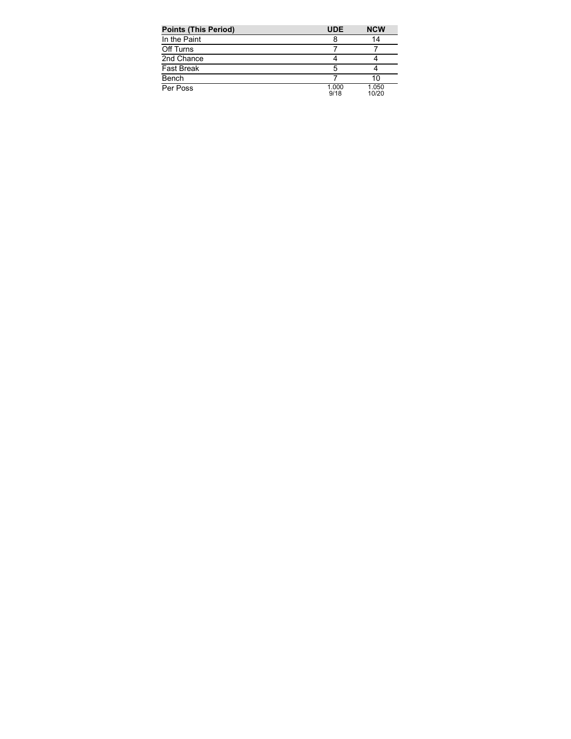| Points (This Period) | UDE | NCW |
| --- | --- | --- |
| In the Paint | 8 | 14 |
| Off Turns | 7 | 7 |
| 2nd Chance | 4 | 4 |
| Fast Break | 5 | 4 |
| Bench | 7 | 10 |
| Per Poss | 1.000 9/18 | 1.050 10/20 |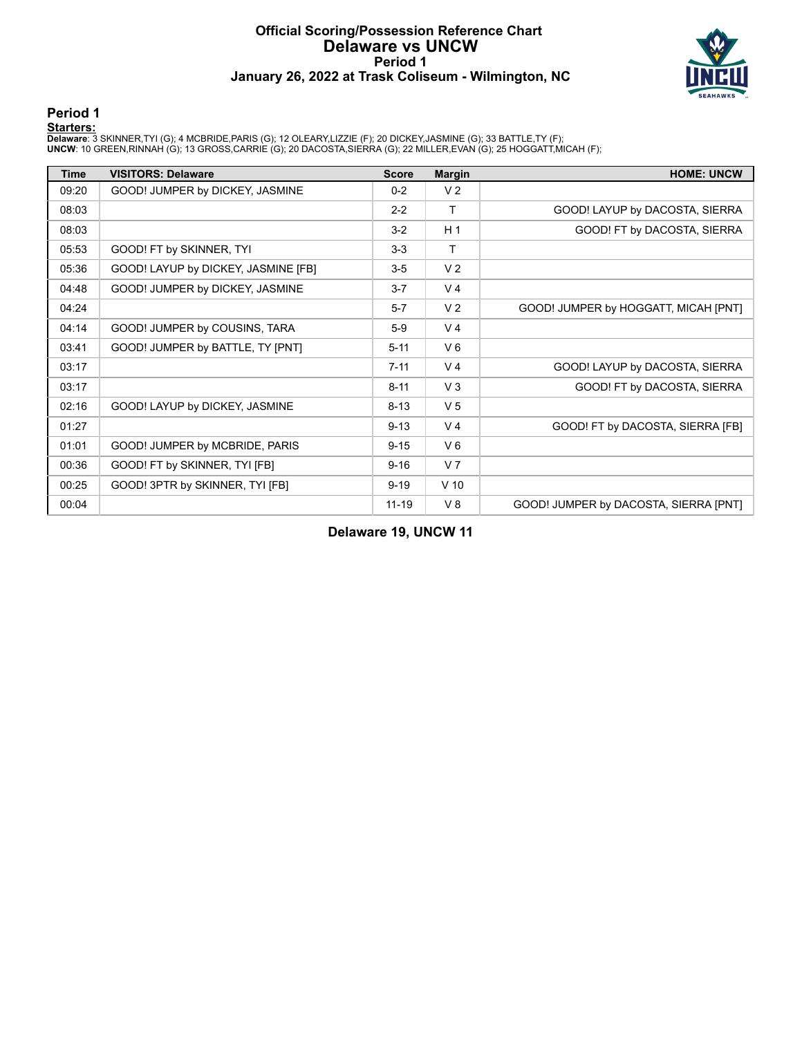# Official Scoring/Possession Reference Chart
## Delaware vs UNCW
### Period 1
### January 26, 2022 at Trask Coliseum - Wilmington, NC

## Period 1

**Starters:**

**Delaware**: 3 SKINNER,TYI (G); 4 MCBRIDE,PARIS (G); 12 OLEARY,LIZZIE (F); 20 DICKEY,JASMINE (G); 33 BATTLE,TY (F);
**UNCW**: 10 GREEN,RINNAH (G); 13 GROSS,CARRIE (G); 20 DACOSTA,SIERRA (G); 22 MILLER,EVAN (G); 25 HOGGATT,MICAH (F);

| Time | VISITORS: Delaware | Score | Margin | HOME: UNCW |
|---|---|---|---|---|
| 09:20 | GOOD! JUMPER by DICKEY, JASMINE | 0-2 | V 2 | |
| 08:03 | | 2-2 | T | GOOD! LAYUP by DACOSTA, SIERRA |
| 08:03 | | 3-2 | H 1 | GOOD! FT by DACOSTA, SIERRA |
| 05:53 | GOOD! FT by SKINNER, TYI | 3-3 | T | |
| 05:36 | GOOD! LAYUP by DICKEY, JASMINE [FB] | 3-5 | V 2 | |
| 04:48 | GOOD! JUMPER by DICKEY, JASMINE | 3-7 | V 4 | |
| 04:24 | | 5-7 | V 2 | GOOD! JUMPER by HOGGATT, MICAH [PNT] |
| 04:14 | GOOD! JUMPER by COUSINS, TARA | 5-9 | V 4 | |
| 03:41 | GOOD! JUMPER by BATTLE, TY [PNT] | 5-11 | V 6 | |
| 03:17 | | 7-11 | V 4 | GOOD! LAYUP by DACOSTA, SIERRA |
| 03:17 | | 8-11 | V 3 | GOOD! FT by DACOSTA, SIERRA |
| 02:16 | GOOD! LAYUP by DICKEY, JASMINE | 8-13 | V 5 | |
| 01:27 | | 9-13 | V 4 | GOOD! FT by DACOSTA, SIERRA [FB] |
| 01:01 | GOOD! JUMPER by MCBRIDE, PARIS | 9-15 | V 6 | |
| 00:36 | GOOD! FT by SKINNER, TYI [FB] | 9-16 | V 7 | |
| 00:25 | GOOD! 3PTR by SKINNER, TYI [FB] | 9-19 | V 10 | |
| 00:04 | | 11-19 | V 8 | GOOD! JUMPER by DACOSTA, SIERRA [PNT] |

**Delaware 19, UNCW 11**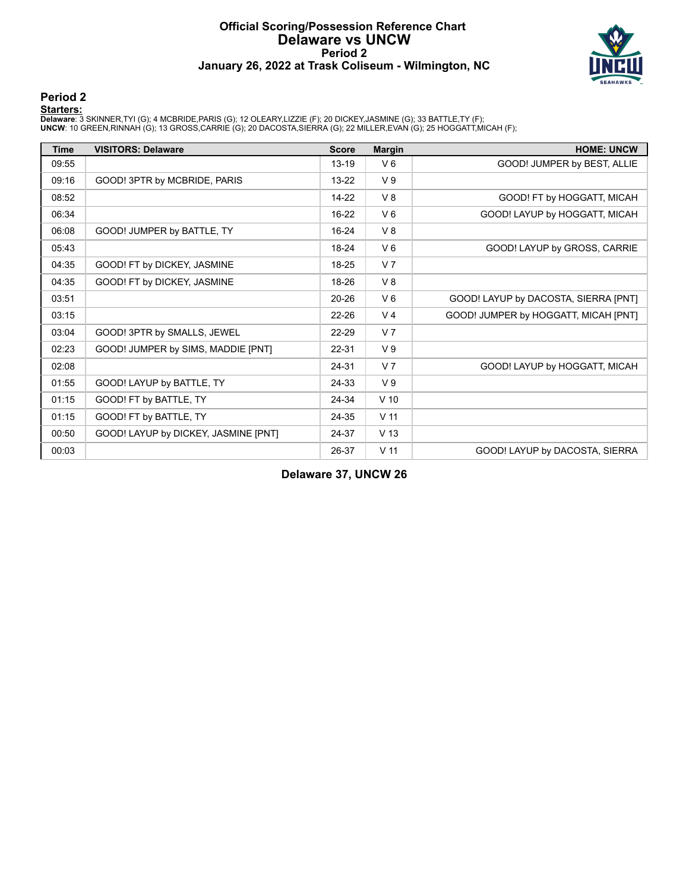# Official Scoring/Possession Reference Chart
## Delaware vs UNCW
### Period 2
### January 26, 2022 at Trask Coliseum - Wilmington, NC

## Period 2

**Starters:**

**Delaware**: 3 SKINNER,TYI (G); 4 MCBRIDE,PARIS (G); 12 OLEARY,LIZZIE (F); 20 DICKEY,JASMINE (G); 33 BATTLE,TY (F);
**UNCW**: 10 GREEN,RINNAH (G); 13 GROSS,CARRIE (G); 20 DACOSTA,SIERRA (G); 22 MILLER,EVAN (G); 25 HOGGATT,MICAH (F);

| Time | VISITORS: Delaware | Score | Margin | HOME: UNCW |
|---|---|---|---|---|
| 09:55 | | 13-19 | V 6 | GOOD! JUMPER by BEST, ALLIE |
| 09:16 | GOOD! 3PTR by MCBRIDE, PARIS | 13-22 | V 9 | |
| 08:52 | | 14-22 | V 8 | GOOD! FT by HOGGATT, MICAH |
| 06:34 | | 16-22 | V 6 | GOOD! LAYUP by HOGGATT, MICAH |
| 06:08 | GOOD! JUMPER by BATTLE, TY | 16-24 | V 8 | |
| 05:43 | | 18-24 | V 6 | GOOD! LAYUP by GROSS, CARRIE |
| 04:35 | GOOD! FT by DICKEY, JASMINE | 18-25 | V 7 | |
| 04:35 | GOOD! FT by DICKEY, JASMINE | 18-26 | V 8 | |
| 03:51 | | 20-26 | V 6 | GOOD! LAYUP by DACOSTA, SIERRA [PNT] |
| 03:15 | | 22-26 | V 4 | GOOD! JUMPER by HOGGATT, MICAH [PNT] |
| 03:04 | GOOD! 3PTR by SMALLS, JEWEL | 22-29 | V 7 | |
| 02:23 | GOOD! JUMPER by SIMS, MADDIE [PNT] | 22-31 | V 9 | |
| 02:08 | | 24-31 | V 7 | GOOD! LAYUP by HOGGATT, MICAH |
| 01:55 | GOOD! LAYUP by BATTLE, TY | 24-33 | V 9 | |
| 01:15 | GOOD! FT by BATTLE, TY | 24-34 | V 10 | |
| 01:15 | GOOD! FT by BATTLE, TY | 24-35 | V 11 | |
| 00:50 | GOOD! LAYUP by DICKEY, JASMINE [PNT] | 24-37 | V 13 | |
| 00:03 | | 26-37 | V 11 | GOOD! LAYUP by DACOSTA, SIERRA |

**Delaware 37, UNCW 26**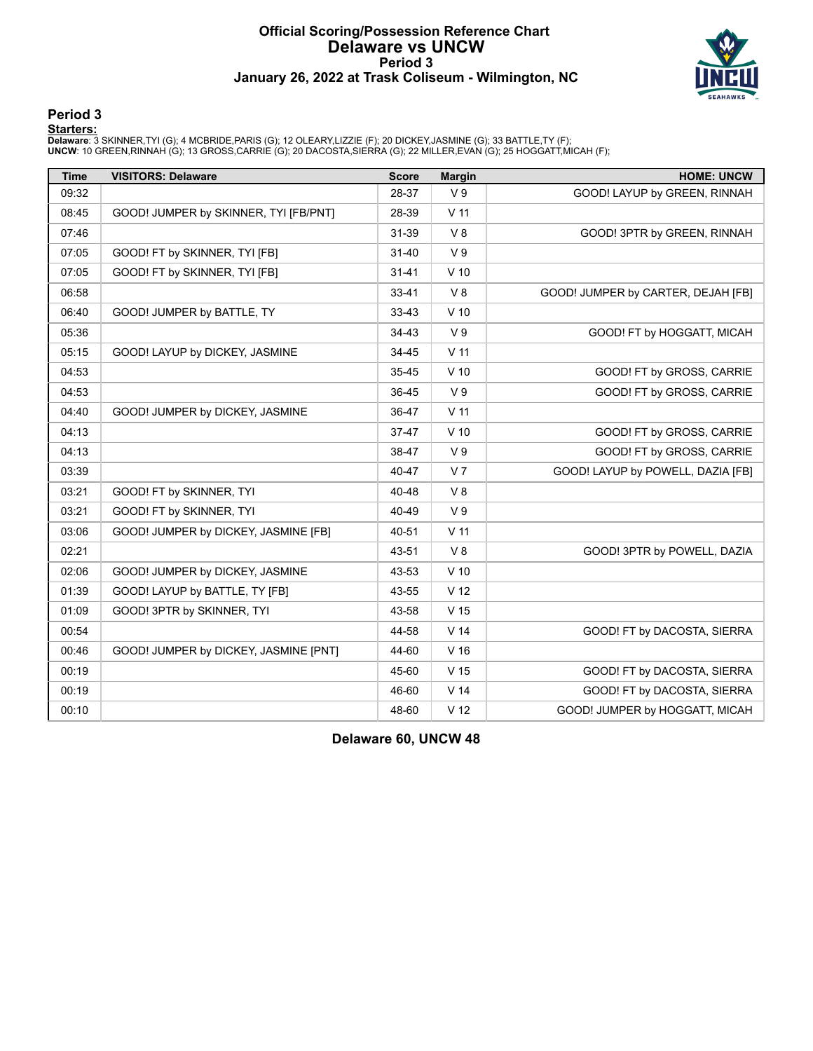# Official Scoring/Possession Reference Chart
## Delaware vs UNCW
### Period 3
### January 26, 2022 at Trask Coliseum - Wilmington, NC

## Period 3

**Starters:**

**Delaware**: 3 SKINNER,TYI (G); 4 MCBRIDE,PARIS (G); 12 OLEARY,LIZZIE (F); 20 DICKEY,JASMINE (G); 33 BATTLE,TY (F);
**UNCW**: 10 GREEN,RINNAH (G); 13 GROSS,CARRIE (G); 20 DACOSTA,SIERRA (G); 22 MILLER,EVAN (G); 25 HOGGATT,MICAH (F);

| Time | VISITORS: Delaware | Score | Margin | HOME: UNCW |
|---|---|---|---|---|
| 09:32 | | 28-37 | V 9 | GOOD! LAYUP by GREEN, RINNAH |
| 08:45 | GOOD! JUMPER by SKINNER, TYI [FB/PNT] | 28-39 | V 11 | |
| 07:46 | | 31-39 | V 8 | GOOD! 3PTR by GREEN, RINNAH |
| 07:05 | GOOD! FT by SKINNER, TYI [FB] | 31-40 | V 9 | |
| 07:05 | GOOD! FT by SKINNER, TYI [FB] | 31-41 | V 10 | |
| 06:58 | | 33-41 | V 8 | GOOD! JUMPER by CARTER, DEJAH [FB] |
| 06:40 | GOOD! JUMPER by BATTLE, TY | 33-43 | V 10 | |
| 05:36 | | 34-43 | V 9 | GOOD! FT by HOGGATT, MICAH |
| 05:15 | GOOD! LAYUP by DICKEY, JASMINE | 34-45 | V 11 | |
| 04:53 | | 35-45 | V 10 | GOOD! FT by GROSS, CARRIE |
| 04:53 | | 36-45 | V 9 | GOOD! FT by GROSS, CARRIE |
| 04:40 | GOOD! JUMPER by DICKEY, JASMINE | 36-47 | V 11 | |
| 04:13 | | 37-47 | V 10 | GOOD! FT by GROSS, CARRIE |
| 04:13 | | 38-47 | V 9 | GOOD! FT by GROSS, CARRIE |
| 03:39 | | 40-47 | V 7 | GOOD! LAYUP by POWELL, DAZIA [FB] |
| 03:21 | GOOD! FT by SKINNER, TYI | 40-48 | V 8 | |
| 03:21 | GOOD! FT by SKINNER, TYI | 40-49 | V 9 | |
| 03:06 | GOOD! JUMPER by DICKEY, JASMINE [FB] | 40-51 | V 11 | |
| 02:21 | | 43-51 | V 8 | GOOD! 3PTR by POWELL, DAZIA |
| 02:06 | GOOD! JUMPER by DICKEY, JASMINE | 43-53 | V 10 | |
| 01:39 | GOOD! LAYUP by BATTLE, TY [FB] | 43-55 | V 12 | |
| 01:09 | GOOD! 3PTR by SKINNER, TYI | 43-58 | V 15 | |
| 00:54 | | 44-58 | V 14 | GOOD! FT by DACOSTA, SIERRA |
| 00:46 | GOOD! JUMPER by DICKEY, JASMINE [PNT] | 44-60 | V 16 | |
| 00:19 | | 45-60 | V 15 | GOOD! FT by DACOSTA, SIERRA |
| 00:19 | | 46-60 | V 14 | GOOD! FT by DACOSTA, SIERRA |
| 00:10 | | 48-60 | V 12 | GOOD! JUMPER by HOGGATT, MICAH |

**Delaware 60, UNCW 48**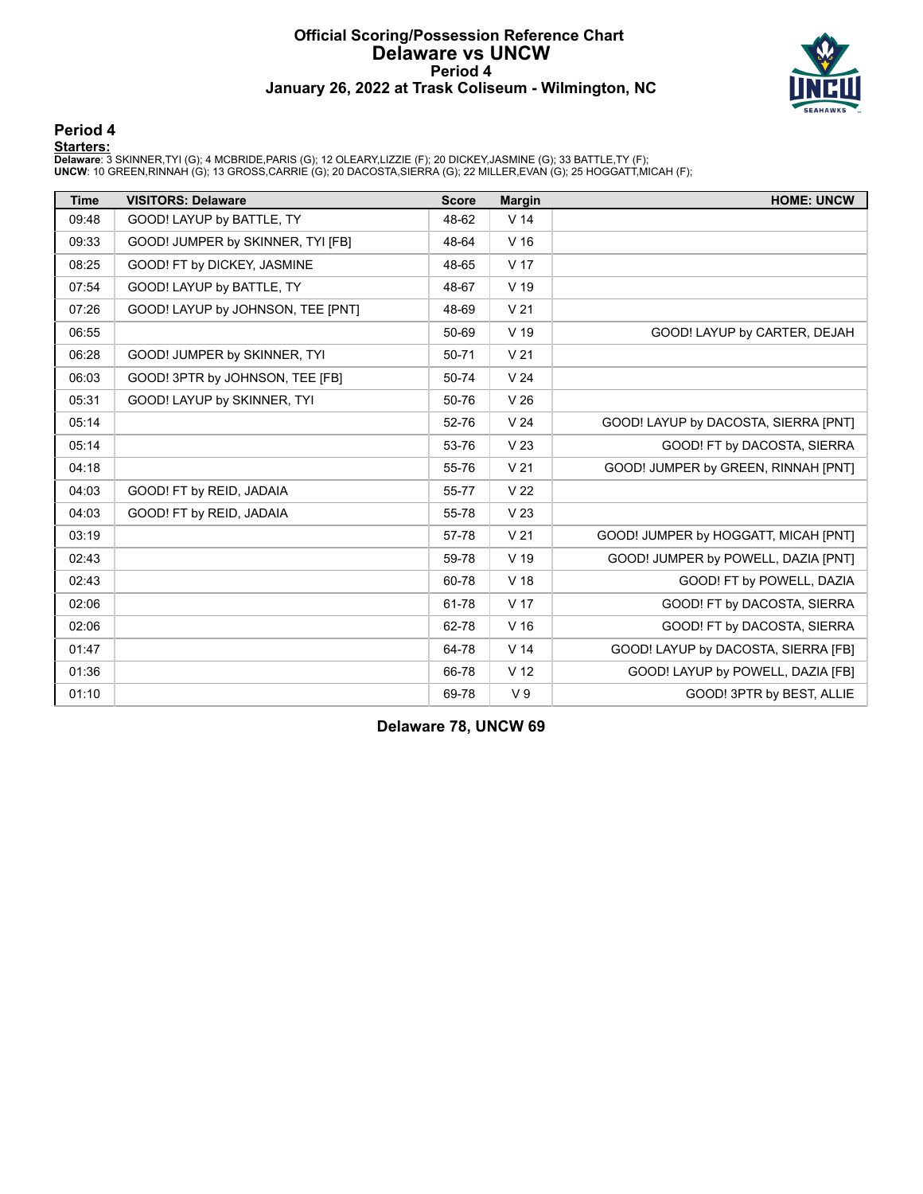# Official Scoring/Possession Reference Chart
# Delaware vs UNCW
## Period 4
### January 26, 2022 at Trask Coliseum - Wilmington, NC

## Period 4

**Starters:**

**Delaware**: 3 SKINNER,TYI (G); 4 MCBRIDE,PARIS (G); 12 OLEARY,LIZZIE (F); 20 DICKEY,JASMINE (G); 33 BATTLE,TY (F);
**UNCW**: 10 GREEN,RINNAH (G); 13 GROSS,CARRIE (G); 20 DACOSTA,SIERRA (G); 22 MILLER,EVAN (G); 25 HOGGATT,MICAH (F);

| Time | VISITORS: Delaware | Score | Margin | HOME: UNCW |
|---|---|---|---|---|
| 09:48 | GOOD! LAYUP by BATTLE, TY | 48-62 | V 14 | |
| 09:33 | GOOD! JUMPER by SKINNER, TYI [FB] | 48-64 | V 16 | |
| 08:25 | GOOD! FT by DICKEY, JASMINE | 48-65 | V 17 | |
| 07:54 | GOOD! LAYUP by BATTLE, TY | 48-67 | V 19 | |
| 07:26 | GOOD! LAYUP by JOHNSON, TEE [PNT] | 48-69 | V 21 | |
| 06:55 | | 50-69 | V 19 | GOOD! LAYUP by CARTER, DEJAH |
| 06:28 | GOOD! JUMPER by SKINNER, TYI | 50-71 | V 21 | |
| 06:03 | GOOD! 3PTR by JOHNSON, TEE [FB] | 50-74 | V 24 | |
| 05:31 | GOOD! LAYUP by SKINNER, TYI | 50-76 | V 26 | |
| 05:14 | | 52-76 | V 24 | GOOD! LAYUP by DACOSTA, SIERRA [PNT] |
| 05:14 | | 53-76 | V 23 | GOOD! FT by DACOSTA, SIERRA |
| 04:18 | | 55-76 | V 21 | GOOD! JUMPER by GREEN, RINNAH [PNT] |
| 04:03 | GOOD! FT by REID, JADAIA | 55-77 | V 22 | |
| 04:03 | GOOD! FT by REID, JADAIA | 55-78 | V 23 | |
| 03:19 | | 57-78 | V 21 | GOOD! JUMPER by HOGGATT, MICAH [PNT] |
| 02:43 | | 59-78 | V 19 | GOOD! JUMPER by POWELL, DAZIA [PNT] |
| 02:43 | | 60-78 | V 18 | GOOD! FT by POWELL, DAZIA |
| 02:06 | | 61-78 | V 17 | GOOD! FT by DACOSTA, SIERRA |
| 02:06 | | 62-78 | V 16 | GOOD! FT by DACOSTA, SIERRA |
| 01:47 | | 64-78 | V 14 | GOOD! LAYUP by DACOSTA, SIERRA [FB] |
| 01:36 | | 66-78 | V 12 | GOOD! LAYUP by POWELL, DAZIA [FB] |
| 01:10 | | 69-78 | V 9 | GOOD! 3PTR by BEST, ALLIE |

**Delaware 78, UNCW 69**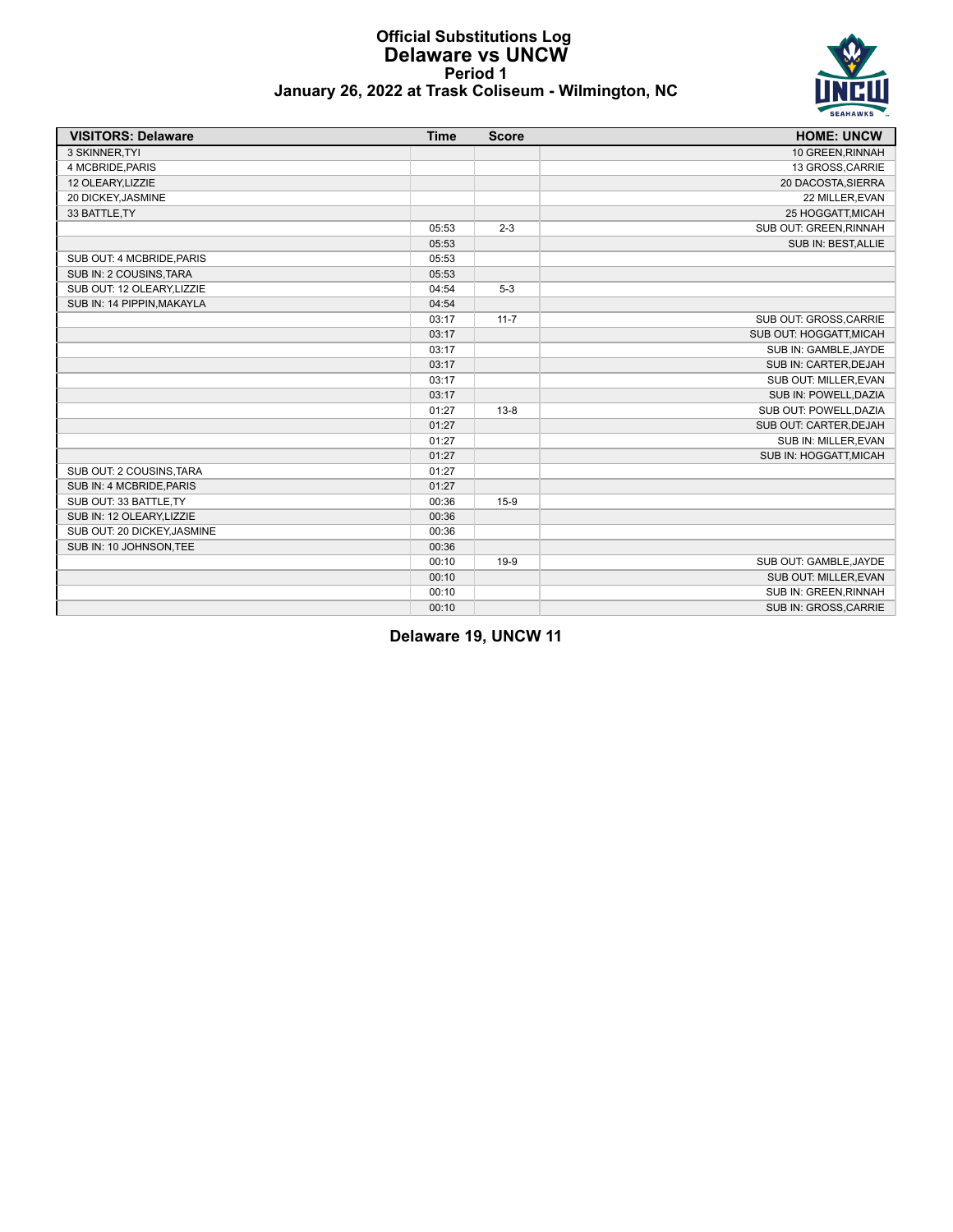# Official Substitutions Log
## Delaware vs UNCW
### Period 1
### January 26, 2022 at Trask Coliseum - Wilmington, NC

| VISITORS: Delaware | Time | Score | HOME: UNCW |
|---|---|---|---|
| 3 SKINNER,TYI | | | 10 GREEN,RINNAH |
| 4 MCBRIDE,PARIS | | | 13 GROSS,CARRIE |
| 12 OLEARY,LIZZIE | | | 20 DACOSTA,SIERRA |
| 20 DICKEY,JASMINE | | | 22 MILLER,EVAN |
| 33 BATTLE,TY | | | 25 HOGGATT,MICAH |
| | 05:53 | 2-3 | SUB OUT: GREEN,RINNAH |
| | 05:53 | | SUB IN: BEST,ALLIE |
| SUB OUT: 4 MCBRIDE,PARIS | 05:53 | | |
| SUB IN: 2 COUSINS,TARA | 05:53 | | |
| SUB OUT: 12 OLEARY,LIZZIE | 04:54 | 5-3 | |
| SUB IN: 14 PIPPIN,MAKAYLA | 04:54 | | |
| | 03:17 | 11-7 | SUB OUT: GROSS,CARRIE |
| | 03:17 | | SUB OUT: HOGGATT,MICAH |
| | 03:17 | | SUB IN: GAMBLE,JAYDE |
| | 03:17 | | SUB IN: CARTER,DEJAH |
| | 03:17 | | SUB OUT: MILLER,EVAN |
| | 03:17 | | SUB IN: POWELL,DAZIA |
| | 01:27 | 13-8 | SUB OUT: POWELL,DAZIA |
| | 01:27 | | SUB OUT: CARTER,DEJAH |
| | 01:27 | | SUB IN: MILLER,EVAN |
| | 01:27 | | SUB IN: HOGGATT,MICAH |
| SUB OUT: 2 COUSINS,TARA | 01:27 | | |
| SUB IN: 4 MCBRIDE,PARIS | 01:27 | | |
| SUB OUT: 33 BATTLE,TY | 00:36 | 15-9 | |
| SUB IN: 12 OLEARY,LIZZIE | 00:36 | | |
| SUB OUT: 20 DICKEY,JASMINE | 00:36 | | |
| SUB IN: 10 JOHNSON,TEE | 00:36 | | |
| | 00:10 | 19-9 | SUB OUT: GAMBLE,JAYDE |
| | 00:10 | | SUB OUT: MILLER,EVAN |
| | 00:10 | | SUB IN: GREEN,RINNAH |
| | 00:10 | | SUB IN: GROSS,CARRIE |

**Delaware 19, UNCW 11**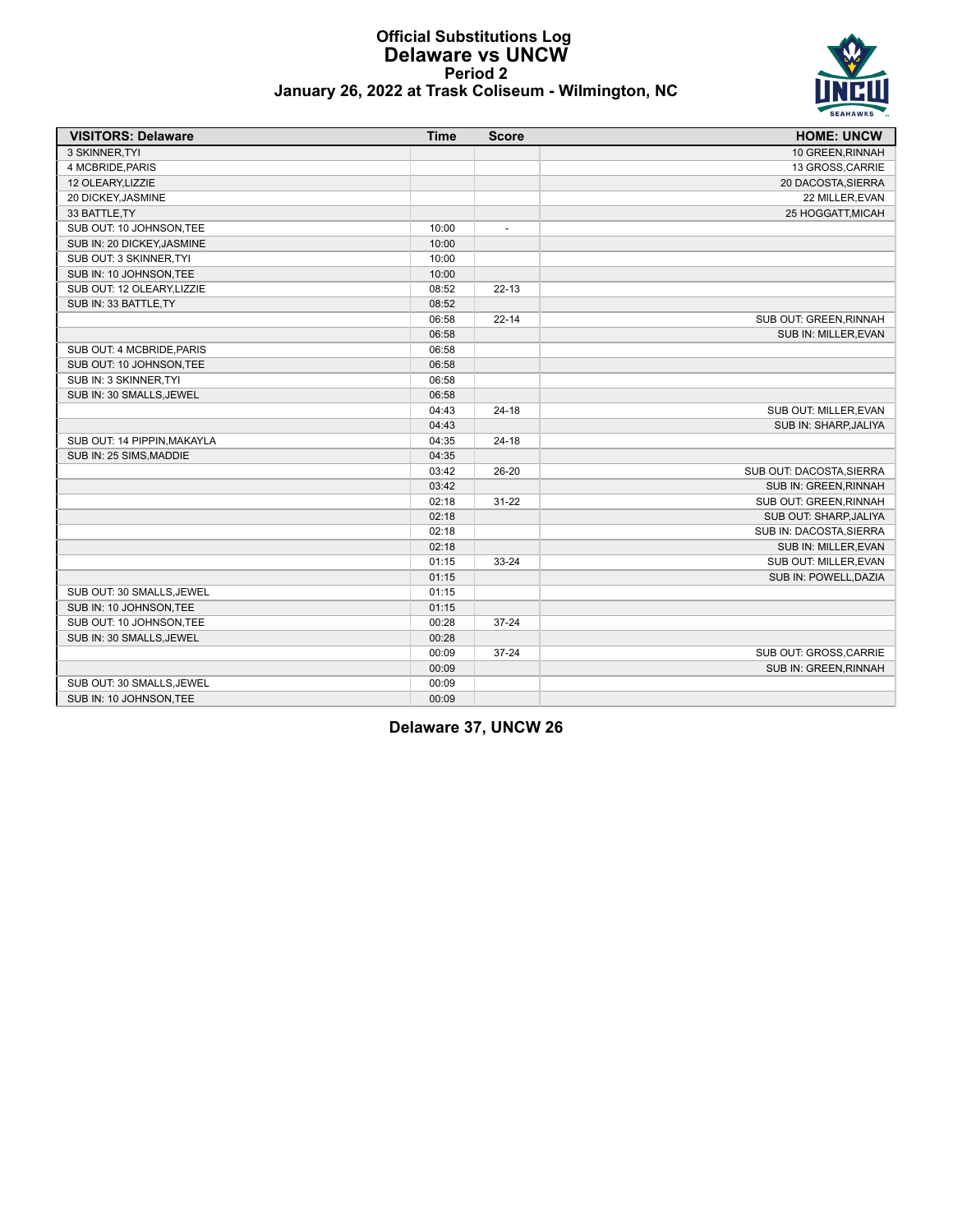# Official Substitutions Log
## Delaware vs UNCW
### Period 2
### January 26, 2022 at Trask Coliseum - Wilmington, NC

| VISITORS: Delaware | Time | Score | HOME: UNCW |
|---|---|---|---|
| 3 SKINNER,TYI | | | 10 GREEN,RINNAH |
| 4 MCBRIDE,PARIS | | | 13 GROSS,CARRIE |
| 12 OLEARY,LIZZIE | | | 20 DACOSTA,SIERRA |
| 20 DICKEY,JASMINE | | | 22 MILLER,EVAN |
| 33 BATTLE,TY | | | 25 HOGGATT,MICAH |
| SUB OUT: 10 JOHNSON,TEE | 10:00 | - | |
| SUB IN: 20 DICKEY,JASMINE | 10:00 | | |
| SUB OUT: 3 SKINNER,TYI | 10:00 | | |
| SUB IN: 10 JOHNSON,TEE | 10:00 | | |
| SUB OUT: 12 OLEARY,LIZZIE | 08:52 | 22-13 | |
| SUB IN: 33 BATTLE,TY | 08:52 | | |
| | 06:58 | 22-14 | SUB OUT: GREEN,RINNAH |
| | 06:58 | | SUB IN: MILLER,EVAN |
| SUB OUT: 4 MCBRIDE,PARIS | 06:58 | | |
| SUB OUT: 10 JOHNSON,TEE | 06:58 | | |
| SUB IN: 3 SKINNER,TYI | 06:58 | | |
| SUB IN: 30 SMALLS,JEWEL | 06:58 | | |
| | 04:43 | 24-18 | SUB OUT: MILLER,EVAN |
| | 04:43 | | SUB IN: SHARP,JALIYA |
| SUB OUT: 14 PIPPIN,MAKAYLA | 04:35 | 24-18 | |
| SUB IN: 25 SIMS,MADDIE | 04:35 | | |
| | 03:42 | 26-20 | SUB OUT: DACOSTA,SIERRA |
| | 03:42 | | SUB IN: GREEN,RINNAH |
| | 02:18 | 31-22 | SUB OUT: GREEN,RINNAH |
| | 02:18 | | SUB OUT: SHARP,JALIYA |
| | 02:18 | | SUB IN: DACOSTA,SIERRA |
| | 02:18 | | SUB IN: MILLER,EVAN |
| | 01:15 | 33-24 | SUB OUT: MILLER,EVAN |
| | 01:15 | | SUB IN: POWELL,DAZIA |
| SUB OUT: 30 SMALLS,JEWEL | 01:15 | | |
| SUB IN: 10 JOHNSON,TEE | 01:15 | | |
| SUB OUT: 10 JOHNSON,TEE | 00:28 | 37-24 | |
| SUB IN: 30 SMALLS,JEWEL | 00:28 | | |
| | 00:09 | 37-24 | SUB OUT: GROSS,CARRIE |
| | 00:09 | | SUB IN: GREEN,RINNAH |
| SUB OUT: 30 SMALLS,JEWEL | 00:09 | | |
| SUB IN: 10 JOHNSON,TEE | 00:09 | | |

**Delaware 37, UNCW 26**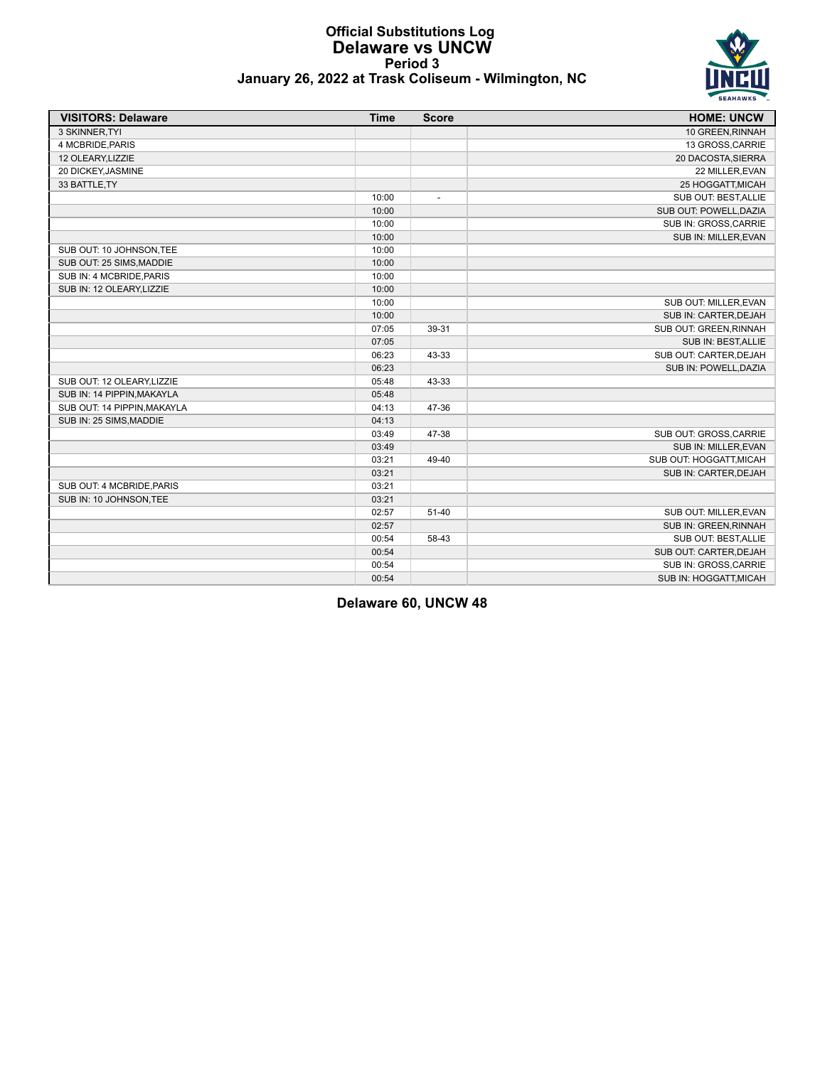# Official Substitutions Log
## Delaware vs UNCW
### Period 3
### January 26, 2022 at Trask Coliseum - Wilmington, NC

| VISITORS: Delaware | Time | Score | HOME: UNCW |
|---|---|---|---|
| 3 SKINNER,TYI | | | 10 GREEN,RINNAH |
| 4 MCBRIDE,PARIS | | | 13 GROSS,CARRIE |
| 12 OLEARY,LIZZIE | | | 20 DACOSTA,SIERRA |
| 20 DICKEY,JASMINE | | | 22 MILLER,EVAN |
| 33 BATTLE,TY | | | 25 HOGGATT,MICAH |
| | 10:00 | - | SUB OUT: BEST,ALLIE |
| | 10:00 | | SUB OUT: POWELL,DAZIA |
| | 10:00 | | SUB IN: GROSS,CARRIE |
| | 10:00 | | SUB IN: MILLER,EVAN |
| SUB OUT: 10 JOHNSON,TEE | 10:00 | | |
| SUB OUT: 25 SIMS,MADDIE | 10:00 | | |
| SUB IN: 4 MCBRIDE,PARIS | 10:00 | | |
| SUB IN: 12 OLEARY,LIZZIE | 10:00 | | |
| | 10:00 | | SUB OUT: MILLER,EVAN |
| | 10:00 | | SUB IN: CARTER,DEJAH |
| | 07:05 | 39-31 | SUB OUT: GREEN,RINNAH |
| | 07:05 | | SUB IN: BEST,ALLIE |
| | 06:23 | 43-33 | SUB OUT: CARTER,DEJAH |
| | 06:23 | | SUB IN: POWELL,DAZIA |
| SUB OUT: 12 OLEARY,LIZZIE | 05:48 | 43-33 | |
| SUB IN: 14 PIPPIN,MAKAYLA | 05:48 | | |
| SUB OUT: 14 PIPPIN,MAKAYLA | 04:13 | 47-36 | |
| SUB IN: 25 SIMS,MADDIE | 04:13 | | |
| | 03:49 | 47-38 | SUB OUT: GROSS,CARRIE |
| | 03:49 | | SUB IN: MILLER,EVAN |
| | 03:21 | 49-40 | SUB OUT: HOGGATT,MICAH |
| | 03:21 | | SUB IN: CARTER,DEJAH |
| SUB OUT: 4 MCBRIDE,PARIS | 03:21 | | |
| SUB IN: 10 JOHNSON,TEE | 03:21 | | |
| | 02:57 | 51-40 | SUB OUT: MILLER,EVAN |
| | 02:57 | | SUB IN: GREEN,RINNAH |
| | 00:54 | 58-43 | SUB OUT: BEST,ALLIE |
| | 00:54 | | SUB OUT: CARTER,DEJAH |
| | 00:54 | | SUB IN: GROSS,CARRIE |
| | 00:54 | | SUB IN: HOGGATT,MICAH |

**Delaware 60, UNCW 48**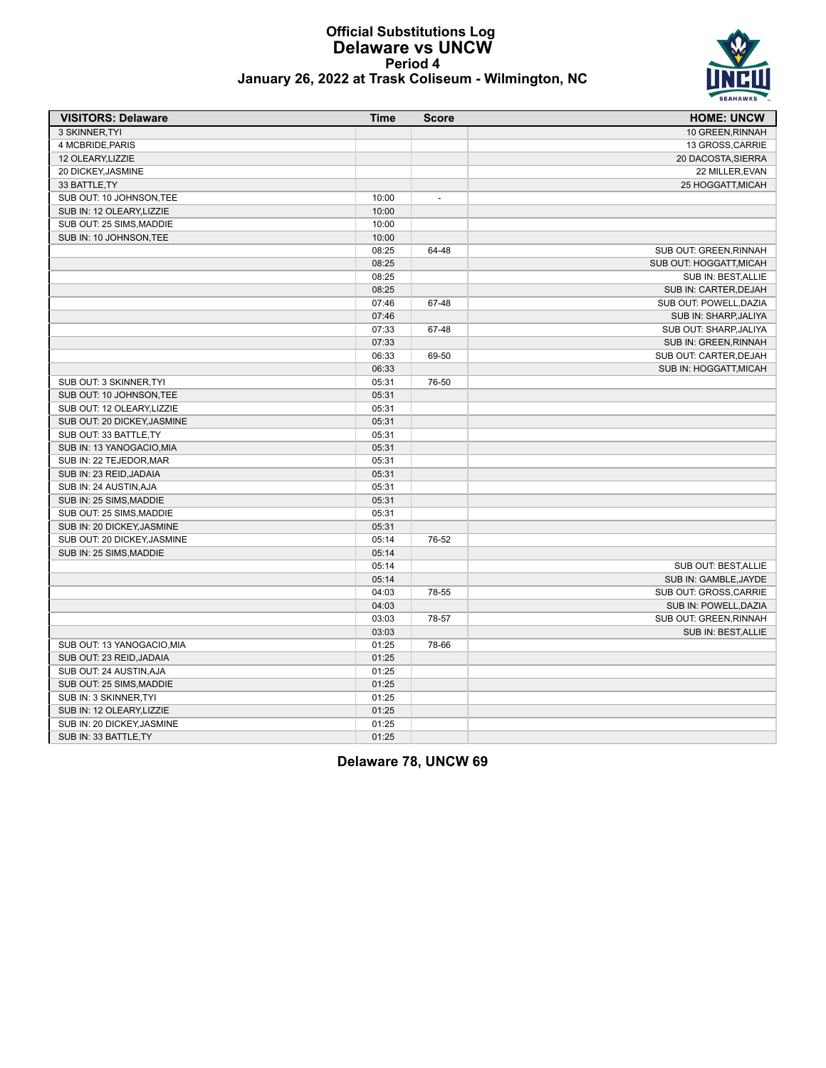# Official Substitutions Log
## Delaware vs UNCW
### Period 4
### January 26, 2022 at Trask Coliseum - Wilmington, NC

| VISITORS: Delaware | Time | Score | HOME: UNCW |
|---|---|---|---|
| 3 SKINNER,TYI | | | 10 GREEN,RINNAH |
| 4 MCBRIDE,PARIS | | | 13 GROSS,CARRIE |
| 12 OLEARY,LIZZIE | | | 20 DACOSTA,SIERRA |
| 20 DICKEY,JASMINE | | | 22 MILLER,EVAN |
| 33 BATTLE,TY | | | 25 HOGGATT,MICAH |
| SUB OUT: 10 JOHNSON,TEE | 10:00 | - | |
| SUB IN: 12 OLEARY,LIZZIE | 10:00 | | |
| SUB OUT: 25 SIMS,MADDIE | 10:00 | | |
| SUB IN: 10 JOHNSON,TEE | 10:00 | | |
| | 08:25 | 64-48 | SUB OUT: GREEN,RINNAH |
| | 08:25 | | SUB OUT: HOGGATT,MICAH |
| | 08:25 | | SUB IN: BEST,ALLIE |
| | 08:25 | | SUB IN: CARTER,DEJAH |
| | 07:46 | 67-48 | SUB OUT: POWELL,DAZIA |
| | 07:46 | | SUB IN: SHARP,JALIYA |
| | 07:33 | 67-48 | SUB OUT: SHARP,JALIYA |
| | 07:33 | | SUB IN: GREEN,RINNAH |
| | 06:33 | 69-50 | SUB OUT: CARTER,DEJAH |
| | 06:33 | | SUB IN: HOGGATT,MICAH |
| SUB OUT: 3 SKINNER,TYI | 05:31 | 76-50 | |
| SUB OUT: 10 JOHNSON,TEE | 05:31 | | |
| SUB OUT: 12 OLEARY,LIZZIE | 05:31 | | |
| SUB OUT: 20 DICKEY,JASMINE | 05:31 | | |
| SUB OUT: 33 BATTLE,TY | 05:31 | | |
| SUB IN: 13 YANOGACIO,MIA | 05:31 | | |
| SUB IN: 22 TEJEDOR,MAR | 05:31 | | |
| SUB IN: 23 REID,JADAIA | 05:31 | | |
| SUB IN: 24 AUSTIN,AJA | 05:31 | | |
| SUB IN: 25 SIMS,MADDIE | 05:31 | | |
| SUB OUT: 25 SIMS,MADDIE | 05:31 | | |
| SUB IN: 20 DICKEY,JASMINE | 05:31 | | |
| SUB OUT: 20 DICKEY,JASMINE | 05:14 | 76-52 | |
| SUB IN: 25 SIMS,MADDIE | 05:14 | | |
| | 05:14 | | SUB OUT: BEST,ALLIE |
| | 05:14 | | SUB IN: GAMBLE,JAYDE |
| | 04:03 | 78-55 | SUB OUT: GROSS,CARRIE |
| | 04:03 | | SUB IN: POWELL,DAZIA |
| | 03:03 | 78-57 | SUB OUT: GREEN,RINNAH |
| | 03:03 | | SUB IN: BEST,ALLIE |
| SUB OUT: 13 YANOGACIO,MIA | 01:25 | 78-66 | |
| SUB OUT: 23 REID,JADAIA | 01:25 | | |
| SUB OUT: 24 AUSTIN,AJA | 01:25 | | |
| SUB OUT: 25 SIMS,MADDIE | 01:25 | | |
| SUB IN: 3 SKINNER,TYI | 01:25 | | |
| SUB IN: 12 OLEARY,LIZZIE | 01:25 | | |
| SUB IN: 20 DICKEY,JASMINE | 01:25 | | |
| SUB IN: 33 BATTLE,TY | 01:25 | | |

**Delaware 78, UNCW 69**